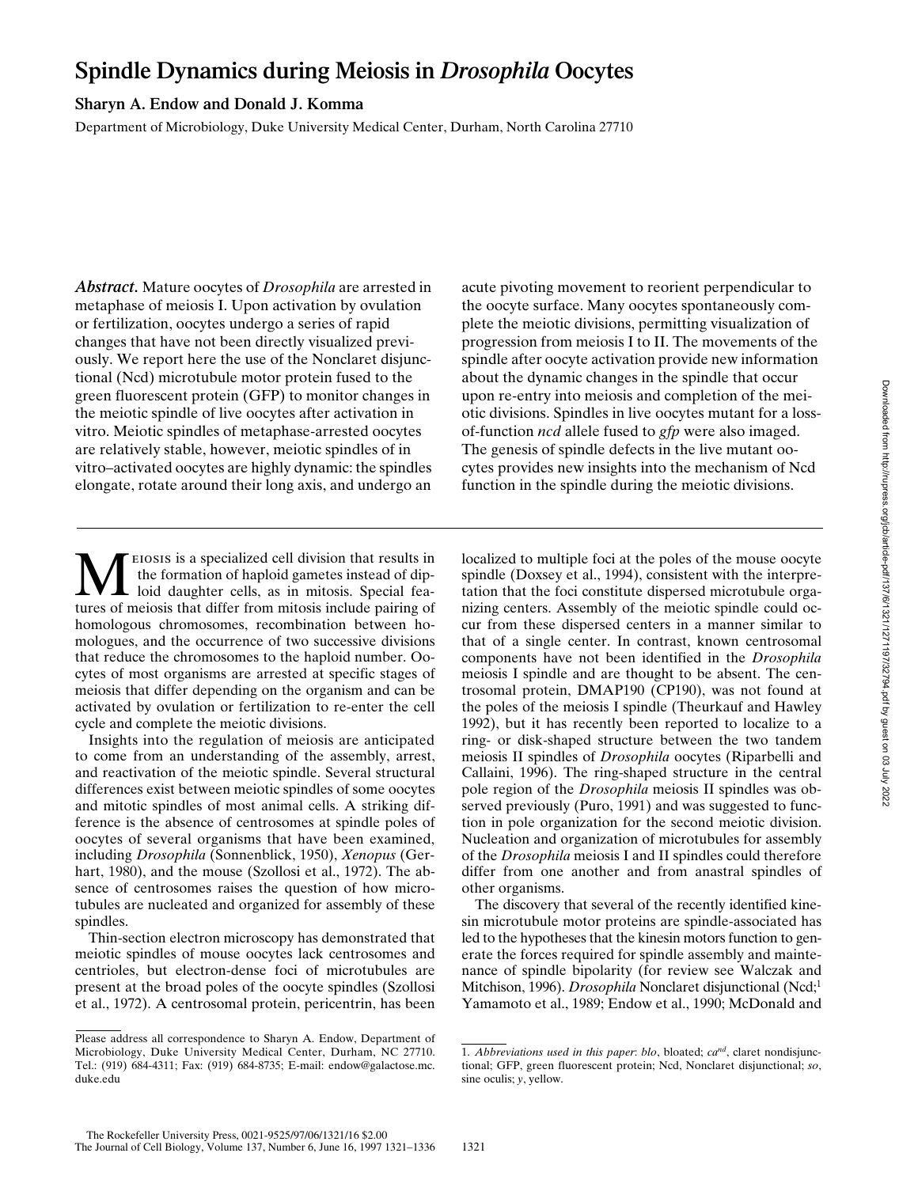# Spindle Dynamics during Meiosis in *Drosophila* Oocytes

**Sharyn A. Endow and Donald J. Komma**

Department of Microbiology, Duke University Medical Center, Durham, North Carolina 27710

***Abstract.*** Mature oocytes of *Drosophila* are arrested in metaphase of meiosis I. Upon activation by ovulation or fertilization, oocytes undergo a series of rapid changes that have not been directly visualized previously. We report here the use of the Nonclaret disjunctional (Ncd) microtubule motor protein fused to the green fluorescent protein (GFP) to monitor changes in the meiotic spindle of live oocytes after activation in vitro. Meiotic spindles of metaphase-arrested oocytes are relatively stable, however, meiotic spindles of in vitro–activated oocytes are highly dynamic: the spindles elongate, rotate around their long axis, and undergo an acute pivoting movement to reorient perpendicular to the oocyte surface. Many oocytes spontaneously complete the meiotic divisions, permitting visualization of progression from meiosis I to II. The movements of the spindle after oocyte activation provide new information about the dynamic changes in the spindle that occur upon re-entry into meiosis and completion of the meiotic divisions. Spindles in live oocytes mutant for a loss-of-function *ncd* allele fused to *gfp* were also imaged. The genesis of spindle defects in the live mutant oocytes provides new insights into the mechanism of Ncd function in the spindle during the meiotic divisions.

Meiosis is a specialized cell division that results in the formation of haploid gametes instead of diploid daughter cells, as in mitosis. Special features of meiosis that differ from mitosis include pairing of homologous chromosomes, recombination between homologues, and the occurrence of two successive divisions that reduce the chromosomes to the haploid number. Oocytes of most organisms are arrested at specific stages of meiosis that differ depending on the organism and can be activated by ovulation or fertilization to re-enter the cell cycle and complete the meiotic divisions.

Insights into the regulation of meiosis are anticipated to come from an understanding of the assembly, arrest, and reactivation of the meiotic spindle. Several structural differences exist between meiotic spindles of some oocytes and mitotic spindles of most animal cells. A striking difference is the absence of centrosomes at spindle poles of oocytes of several organisms that have been examined, including *Drosophila* (Sonnenblick, 1950), *Xenopus* (Gerhart, 1980), and the mouse (Szollosi et al., 1972). The absence of centrosomes raises the question of how microtubules are nucleated and organized for assembly of these spindles.

Thin-section electron microscopy has demonstrated that meiotic spindles of mouse oocytes lack centrosomes and centrioles, but electron-dense foci of microtubules are present at the broad poles of the oocyte spindles (Szollosi et al., 1972). A centrosomal protein, pericentrin, has been localized to multiple foci at the poles of the mouse oocyte spindle (Doxsey et al., 1994), consistent with the interpretation that the foci constitute dispersed microtubule organizing centers. Assembly of the meiotic spindle could occur from these dispersed centers in a manner similar to that of a single center. In contrast, known centrosomal components have not been identified in the *Drosophila* meiosis I spindle and are thought to be absent. The centrosomal protein, DMAP190 (CP190), was not found at the poles of the meiosis I spindle (Theurkauf and Hawley 1992), but it has recently been reported to localize to a ring- or disk-shaped structure between the two tandem meiosis II spindles of *Drosophila* oocytes (Riparbelli and Callaini, 1996). The ring-shaped structure in the central pole region of the *Drosophila* meiosis II spindles was observed previously (Puro, 1991) and was suggested to function in pole organization for the second meiotic division. Nucleation and organization of microtubules for assembly of the *Drosophila* meiosis I and II spindles could therefore differ from one another and from anastral spindles of other organisms.

The discovery that several of the recently identified kinesin microtubule motor proteins are spindle-associated has led to the hypotheses that the kinesin motors function to generate the forces required for spindle assembly and maintenance of spindle bipolarity (for review see Walczak and Mitchison, 1996). *Drosophila* Nonclaret disjunctional (Ncd;[1] Yamamoto et al., 1989; Endow et al., 1990; McDonald and

---

Please address all correspondence to Sharyn A. Endow, Department of Microbiology, Duke University Medical Center, Durham, NC 27710. Tel.: (919) 684-4311; Fax: (919) 684-8735; E-mail: endow@galactose.mc.duke.edu

1. *Abbreviations used in this paper*: *blo*, bloated; $ca^{nd}$, claret nondisjunctional; GFP, green fluorescent protein; Ncd, Nonclaret disjunctional; *so*, sine oculis; *y*, yellow.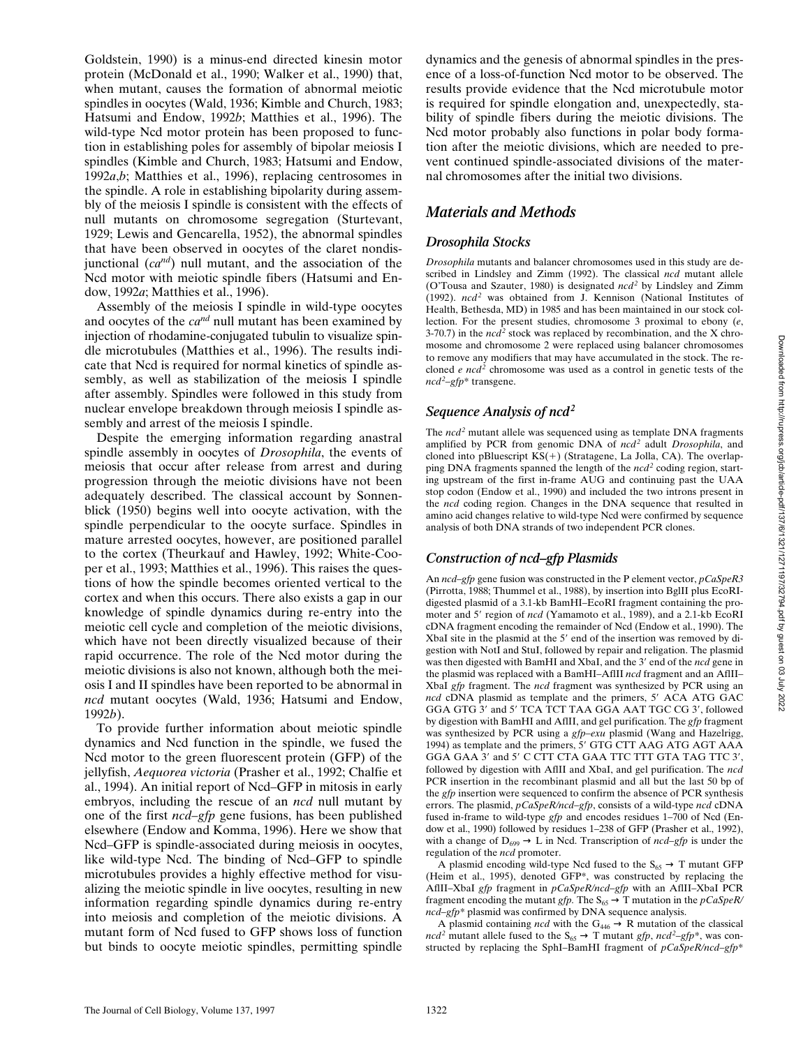Goldstein, 1990) is a minus-end directed kinesin motor protein (McDonald et al., 1990; Walker et al., 1990) that, when mutant, causes the formation of abnormal meiotic spindles in oocytes (Wald, 1936; Kimble and Church, 1983; Hatsumi and Endow, 1992*b*; Matthies et al., 1996). The wild-type Ncd motor protein has been proposed to function in establishing poles for assembly of bipolar meiosis I spindles (Kimble and Church, 1983; Hatsumi and Endow, 1992*a*,*b*; Matthies et al., 1996), replacing centrosomes in the spindle. A role in establishing bipolarity during assembly of the meiosis I spindle is consistent with the effects of null mutants on chromosome segregation (Sturtevant, 1929; Lewis and Gencarella, 1952), the abnormal spindles that have been observed in oocytes of the claret nondisjunctional ($ca^{nd}$) null mutant, and the association of the Ncd motor with meiotic spindle fibers (Hatsumi and Endow, 1992*a*; Matthies et al., 1996).

Assembly of the meiosis I spindle in wild-type oocytes and oocytes of the $ca^{nd}$ null mutant has been examined by injection of rhodamine-conjugated tubulin to visualize spindle microtubules (Matthies et al., 1996). The results indicate that Ncd is required for normal kinetics of spindle assembly, as well as stabilization of the meiosis I spindle after assembly. Spindles were followed in this study from nuclear envelope breakdown through meiosis I spindle assembly and arrest of the meiosis I spindle.

Despite the emerging information regarding anastral spindle assembly in oocytes of *Drosophila*, the events of meiosis that occur after release from arrest and during progression through the meiotic divisions have not been adequately described. The classical account by Sonnenblick (1950) begins well into oocyte activation, with the spindle perpendicular to the oocyte surface. Spindles in mature arrested oocytes, however, are positioned parallel to the cortex (Theurkauf and Hawley, 1992; White-Cooper et al., 1993; Matthies et al., 1996). This raises the questions of how the spindle becomes oriented vertical to the cortex and when this occurs. There also exists a gap in our knowledge of spindle dynamics during re-entry into the meiotic cell cycle and completion of the meiotic divisions, which have not been directly visualized because of their rapid occurrence. The role of the Ncd motor during the meiotic divisions is also not known, although both the meiosis I and II spindles have been reported to be abnormal in *ncd* mutant oocytes (Wald, 1936; Hatsumi and Endow, 1992*b*).

To provide further information about meiotic spindle dynamics and Ncd function in the spindle, we fused the Ncd motor to the green fluorescent protein (GFP) of the jellyfish, *Aequorea victoria* (Prasher et al., 1992; Chalfie et al., 1994). An initial report of Ncd–GFP in mitosis in early embryos, including the rescue of an *ncd* null mutant by one of the first *ncd–gfp* gene fusions, has been published elsewhere (Endow and Komma, 1996). Here we show that Ncd–GFP is spindle-associated during meiosis in oocytes, like wild-type Ncd. The binding of Ncd–GFP to spindle microtubules provides a highly effective method for visualizing the meiotic spindle in live oocytes, resulting in new information regarding spindle dynamics during re-entry into meiosis and completion of the meiotic divisions. A mutant form of Ncd fused to GFP shows loss of function but binds to oocyte meiotic spindles, permitting spindle dynamics and the genesis of abnormal spindles in the presence of a loss-of-function Ncd motor to be observed. The results provide evidence that the Ncd microtubule motor is required for spindle elongation and, unexpectedly, stability of spindle fibers during the meiotic divisions. The Ncd motor probably also functions in polar body formation after the meiotic divisions, which are needed to prevent continued spindle-associated divisions of the maternal chromosomes after the initial two divisions.

## Materials and Methods

### Drosophila Stocks

*Drosophila* mutants and balancer chromosomes used in this study are described in Lindsley and Zimm (1992). The classical *ncd* mutant allele (O'Tousa and Szauter, 1980) is designated $ncd^2$ by Lindsley and Zimm (1992). $ncd^2$ was obtained from J. Kennison (National Institutes of Health, Bethesda, MD) in 1985 and has been maintained in our stock collection. For the present studies, chromosome 3 proximal to ebony (*e*, 3-70.7) in the $ncd^2$ stock was replaced by recombination, and the X chromosome and chromosome 2 were replaced using balancer chromosomes to remove any modifiers that may have accumulated in the stock. The recloned *e* $ncd^2$ chromosome was used as a control in genetic tests of the $ncd^2$*–gfp*\* transgene.

### Sequence Analysis of $ncd^2$

The $ncd^2$ mutant allele was sequenced using as template DNA fragments amplified by PCR from genomic DNA of $ncd^2$ adult *Drosophila*, and cloned into pBluescript KS(+) (Stratagene, La Jolla, CA). The overlapping DNA fragments spanned the length of the $ncd^2$ coding region, starting upstream of the first in-frame AUG and continuing past the UAA stop codon (Endow et al., 1990) and included the two introns present in the *ncd* coding region. Changes in the DNA sequence that resulted in amino acid changes relative to wild-type Ncd were confirmed by sequence analysis of both DNA strands of two independent PCR clones.

### Construction of ncd–gfp Plasmids

An *ncd–gfp* gene fusion was constructed in the P element vector, *pCaSpeR3* (Pirrotta, 1988; Thummel et al., 1988), by insertion into BglII plus EcoRI-digested plasmid of a 3.1-kb BamHI–EcoRI fragment containing the promoter and 5′ region of *ncd* (Yamamoto et al., 1989), and a 2.1-kb EcoRI cDNA fragment encoding the remainder of Ncd (Endow et al., 1990). The XbaI site in the plasmid at the 5′ end of the insertion was removed by digestion with NotI and StuI, followed by repair and religation. The plasmid was then digested with BamHI and XbaI, and the 3′ end of the *ncd* gene in the plasmid was replaced with a BamHI–AflII *ncd* fragment and an AflII–XbaI *gfp* fragment. The *ncd* fragment was synthesized by PCR using an *ncd* cDNA plasmid as template and the primers, 5′ ACA ATG GAC GGA GTG 3′ and 5′ TCA TCT TAA GGA AAT TGC CG 3′, followed by digestion with BamHI and AflII, and gel purification. The *gfp* fragment was synthesized by PCR using a *gfp–exu* plasmid (Wang and Hazelrigg, 1994) as template and the primers, 5′ GTG CTT AAG ATG AGT AAA GGA GAA 3′ and 5′ C CTT CTA GAA TTC TTT GTA TAG TTC 3′, followed by digestion with AflII and XbaI, and gel purification. The *ncd* PCR insertion in the recombinant plasmid and all but the last 50 bp of the *gfp* insertion were sequenced to confirm the absence of PCR synthesis errors. The plasmid, *pCaSpeR/ncd–gfp*, consists of a wild-type *ncd* cDNA fused in-frame to wild-type *gfp* and encodes residues 1–700 of Ncd (Endow et al., 1990) followed by residues 1–238 of GFP (Prasher et al., 1992), with a change of $D_{699} \rightarrow L$ in Ncd. Transcription of *ncd–gfp* is under the regulation of the *ncd* promoter.

A plasmid encoding wild-type Ncd fused to the $S_{65} \rightarrow T$ mutant GFP (Heim et al., 1995), denoted GFP\*, was constructed by replacing the AflII–XbaI *gfp* fragment in *pCaSpeR/ncd–gfp* with an AflII–XbaI PCR fragment encoding the mutant *gfp*. The $S_{65} \rightarrow T$ mutation in the *pCaSpeR/ncd–gfp*\* plasmid was confirmed by DNA sequence analysis.

A plasmid containing *ncd* with the $G_{446} \rightarrow R$ mutation of the classical $ncd^2$ mutant allele fused to the $S_{65} \rightarrow T$ mutant *gfp*, $ncd^2$*–gfp*\*, was constructed by replacing the SphI–BamHI fragment of *pCaSpeR/ncd–gfp*\*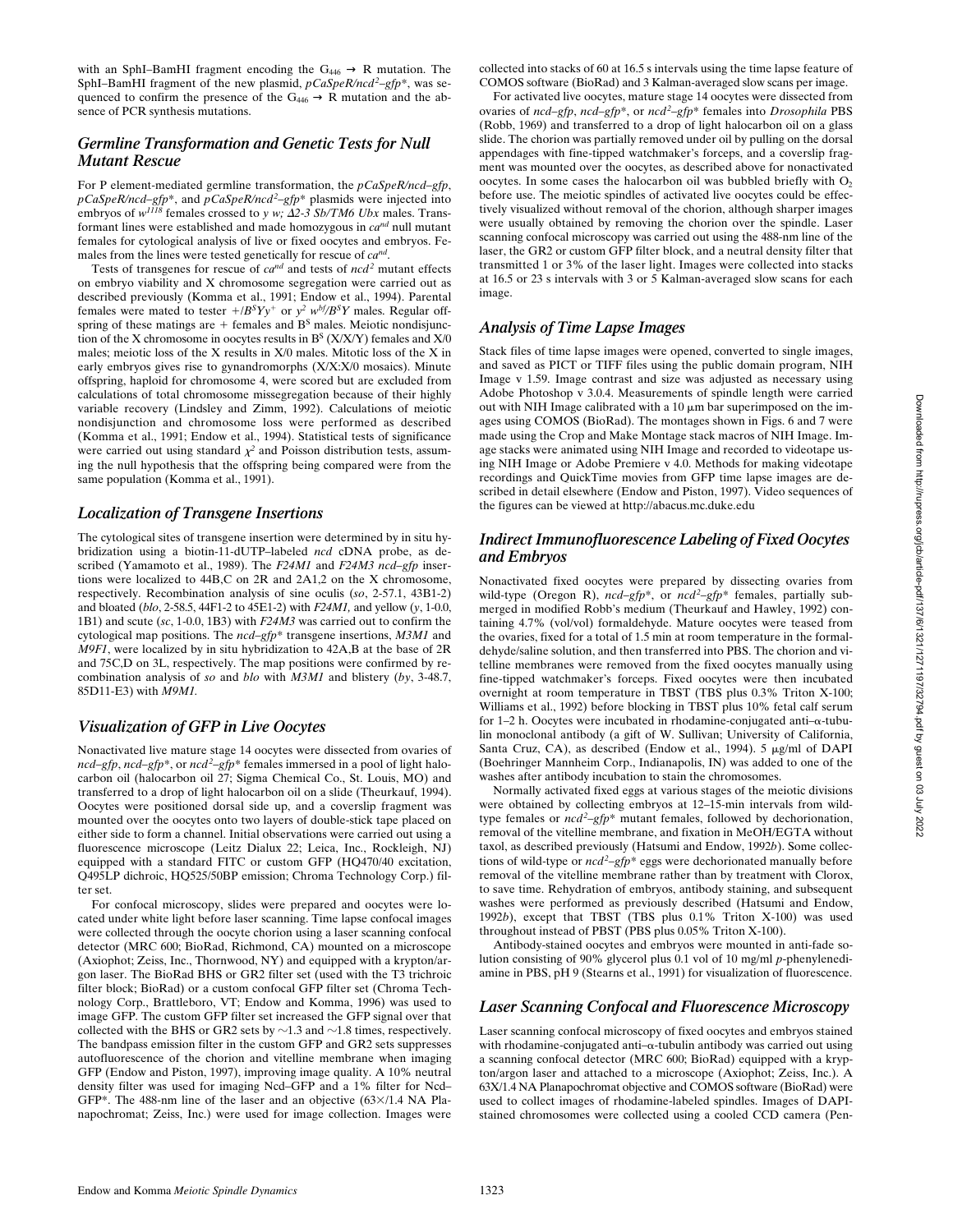with an SphI–BamHI fragment encoding the $G_{446} \rightarrow R$ mutation. The SphI–BamHI fragment of the new plasmid, *pCaSpeR/ncd²–gfp\**, was sequenced to confirm the presence of the $G_{446} \rightarrow R$ mutation and the absence of PCR synthesis mutations.

## Germline Transformation and Genetic Tests for Null Mutant Rescue

For P element-mediated germline transformation, the *pCaSpeR/ncd–gfp*, *pCaSpeR/ncd–gfp\**, and *pCaSpeR/ncd²–gfp\** plasmids were injected into embryos of $w^{1118}$ females crossed to *y w; Δ2-3 Sb/TM6 Ubx* males. Transformant lines were established and made homozygous in $ca^{nd}$ null mutant females for cytological analysis of live or fixed oocytes and embryos. Females from the lines were tested genetically for rescue of $ca^{nd}$.

Tests of transgenes for rescue of $ca^{nd}$ and tests of $ncd^2$ mutant effects on embryo viability and X chromosome segregation were carried out as described previously (Komma et al., 1991; Endow et al., 1994). Parental females were mated to tester $+/B^SYy^+$ or $y^2\ w^{bf}/B^SY$ males. Regular offspring of these matings are + females and $B^S$ males. Meiotic nondisjunction of the X chromosome in oocytes results in $B^S$ (X/X/Y) females and X/0 males; meiotic loss of the X results in X/0 males. Mitotic loss of the X in early embryos gives rise to gynandromorphs (X/X:X/0 mosaics). Minute offspring, haploid for chromosome 4, were scored but are excluded from calculations of total chromosome missegregation because of their highly variable recovery (Lindsley and Zimm, 1992). Calculations of meiotic nondisjunction and chromosome loss were performed as described (Komma et al., 1991; Endow et al., 1994). Statistical tests of significance were carried out using standard $\chi^2$ and Poisson distribution tests, assuming the null hypothesis that the offspring being compared were from the same population (Komma et al., 1991).

## Localization of Transgene Insertions

The cytological sites of transgene insertion were determined by in situ hybridization using a biotin-11-dUTP–labeled *ncd* cDNA probe, as described (Yamamoto et al., 1989). The *F24M1* and *F24M3 ncd–gfp* insertions were localized to 44B,C on 2R and 2A1,2 on the X chromosome, respectively. Recombination analysis of sine oculis (*so*, 2-57.1, 43B1-2) and bloated (*blo*, 2-58.5, 44F1-2 to 45E1-2) with *F24M1*, and yellow (*y*, 1-0.0, 1B1) and scute (*sc*, 1-0.0, 1B3) with *F24M3* was carried out to confirm the cytological map positions. The *ncd–gfp\** transgene insertions, *M3M1* and *M9F1*, were localized by in situ hybridization to 42A,B at the base of 2R and 75C,D on 3L, respectively. The map positions were confirmed by recombination analysis of *so* and *blo* with *M3M1* and blistery (*by*, 3-48.7, 85D11-E3) with *M9M1*.

## Visualization of GFP in Live Oocytes

Nonactivated live mature stage 14 oocytes were dissected from ovaries of *ncd–gfp*, *ncd–gfp\**, or *ncd²–gfp\** females immersed in a pool of light halocarbon oil (halocarbon oil 27; Sigma Chemical Co., St. Louis, MO) and transferred to a drop of light halocarbon oil on a slide (Theurkauf, 1994). Oocytes were positioned dorsal side up, and a coverslip fragment was mounted over the oocytes onto two layers of double-stick tape placed on either side to form a channel. Initial observations were carried out using a fluorescence microscope (Leitz Dialux 22; Leica, Inc., Rockleigh, NJ) equipped with a standard FITC or custom GFP (HQ470/40 excitation, Q495LP dichroic, HQ525/50BP emission; Chroma Technology Corp.) filter set.

For confocal microscopy, slides were prepared and oocytes were located under white light before laser scanning. Time lapse confocal images were collected through the oocyte chorion using a laser scanning confocal detector (MRC 600; BioRad, Richmond, CA) mounted on a microscope (Axiophot; Zeiss, Inc., Thornwood, NY) and equipped with a krypton/argon laser. The BioRad BHS or GR2 filter set (used with the T3 trichroic filter block; BioRad) or a custom confocal GFP filter set (Chroma Technology Corp., Brattleboro, VT; Endow and Komma, 1996) was used to image GFP. The custom GFP filter set increased the GFP signal over that collected with the BHS or GR2 sets by ~1.3 and ~1.8 times, respectively. The bandpass emission filter in the custom GFP and GR2 sets suppresses autofluorescence of the chorion and vitelline membrane when imaging GFP (Endow and Piston, 1997), improving image quality. A 10% neutral density filter was used for imaging Ncd–GFP and a 1% filter for Ncd–GFP\*. The 488-nm line of the laser and an objective (63×/1.4 NA Planapochromat; Zeiss, Inc.) were used for image collection. Images were collected into stacks of 60 at 16.5 s intervals using the time lapse feature of COMOS software (BioRad) and 3 Kalman-averaged slow scans per image.

For activated live oocytes, mature stage 14 oocytes were dissected from ovaries of *ncd–gfp*, *ncd–gfp\**, or *ncd²–gfp\** females into *Drosophila* PBS (Robb, 1969) and transferred to a drop of light halocarbon oil on a glass slide. The chorion was partially removed under oil by pulling on the dorsal appendages with fine-tipped watchmaker's forceps, and a coverslip fragment was mounted over the oocytes, as described above for nonactivated oocytes. In some cases the halocarbon oil was bubbled briefly with $O_2$ before use. The meiotic spindles of activated live oocytes could be effectively visualized without removal of the chorion, although sharper images were usually obtained by removing the chorion over the spindle. Laser scanning confocal microscopy was carried out using the 488-nm line of the laser, the GR2 or custom GFP filter block, and a neutral density filter that transmitted 1 or 3% of the laser light. Images were collected into stacks at 16.5 or 23 s intervals with 3 or 5 Kalman-averaged slow scans for each image.

## Analysis of Time Lapse Images

Stack files of time lapse images were opened, converted to single images, and saved as PICT or TIFF files using the public domain program, NIH Image v 1.59. Image contrast and size was adjusted as necessary using Adobe Photoshop v 3.0.4. Measurements of spindle length were carried out with NIH Image calibrated with a 10 μm bar superimposed on the images using COMOS (BioRad). The montages shown in Figs. 6 and 7 were made using the Crop and Make Montage stack macros of NIH Image. Image stacks were animated using NIH Image and recorded to videotape using NIH Image or Adobe Premiere v 4.0. Methods for making videotape recordings and QuickTime movies from GFP time lapse images are described in detail elsewhere (Endow and Piston, 1997). Video sequences of the figures can be viewed at http://abacus.mc.duke.edu

## Indirect Immunofluorescence Labeling of Fixed Oocytes and Embryos

Nonactivated fixed oocytes were prepared by dissecting ovaries from wild-type (Oregon R), *ncd–gfp\**, or *ncd²–gfp\** females, partially submerged in modified Robb's medium (Theurkauf and Hawley, 1992) containing 4.7% (vol/vol) formaldehyde. Mature oocytes were teased from the ovaries, fixed for a total of 1.5 min at room temperature in the formaldehyde/saline solution, and then transferred into PBS. The chorion and vitelline membranes were removed from the fixed oocytes manually using fine-tipped watchmaker's forceps. Fixed oocytes were then incubated overnight at room temperature in TBST (TBS plus 0.3% Triton X-100; Williams et al., 1992) before blocking in TBST plus 10% fetal calf serum for 1–2 h. Oocytes were incubated in rhodamine-conjugated anti–α-tubulin monoclonal antibody (a gift of W. Sullivan; University of California, Santa Cruz, CA), as described (Endow et al., 1994). 5 μg/ml of DAPI (Boehringer Mannheim Corp., Indianapolis, IN) was added to one of the washes after antibody incubation to stain the chromosomes.

Normally activated fixed eggs at various stages of the meiotic divisions were obtained by collecting embryos at 12–15-min intervals from wild-type females or *ncd²–gfp\** mutant females, followed by dechorionation, removal of the vitelline membrane, and fixation in MeOH/EGTA without taxol, as described previously (Hatsumi and Endow, 1992*b*). Some collections of wild-type or *ncd²–gfp\** eggs were dechorionated manually before removal of the vitelline membrane rather than by treatment with Clorox, to save time. Rehydration of embryos, antibody staining, and subsequent washes were performed as previously described (Hatsumi and Endow, 1992*b*), except that TBST (TBS plus 0.1% Triton X-100) was used throughout instead of PBST (PBS plus 0.05% Triton X-100).

Antibody-stained oocytes and embryos were mounted in anti-fade solution consisting of 90% glycerol plus 0.1 vol of 10 mg/ml *p*-phenylenediamine in PBS, pH 9 (Stearns et al., 1991) for visualization of fluorescence.

## Laser Scanning Confocal and Fluorescence Microscopy

Laser scanning confocal microscopy of fixed oocytes and embryos stained with rhodamine-conjugated anti–α-tubulin antibody was carried out using a scanning confocal detector (MRC 600; BioRad) equipped with a krypton/argon laser and attached to a microscope (Axiophot; Zeiss, Inc.). A 63X/1.4 NA Planapochromat objective and COMOS software (BioRad) were used to collect images of rhodamine-labeled spindles. Images of DAPI-stained chromosomes were collected using a cooled CCD camera (Pen-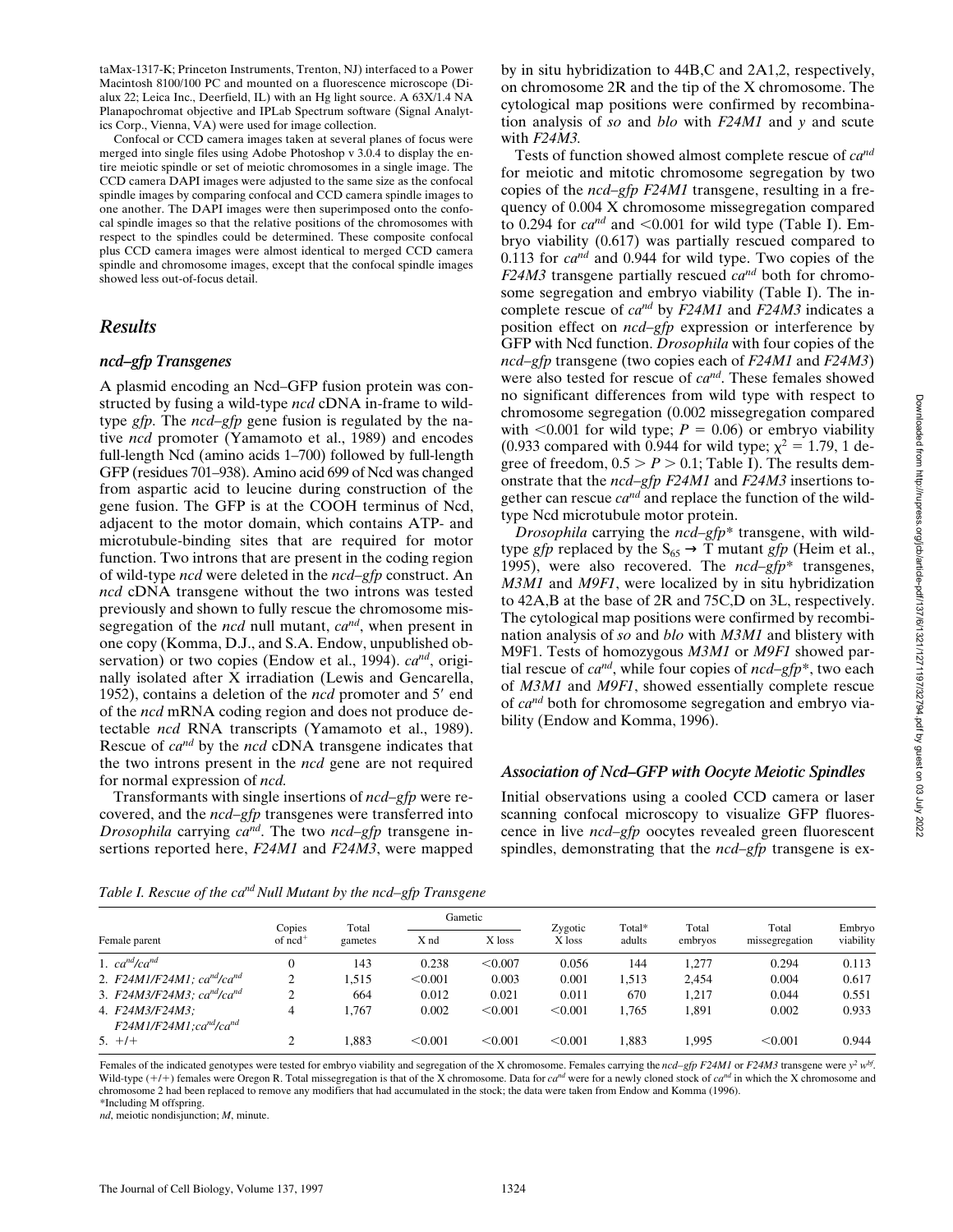taMax-1317-K; Princeton Instruments, Trenton, NJ) interfaced to a Power Macintosh 8100/100 PC and mounted on a fluorescence microscope (Dialux 22; Leica Inc., Deerfield, IL) with an Hg light source. A 63X/1.4 NA Planapochromat objective and IPLab Spectrum software (Signal Analytics Corp., Vienna, VA) were used for image collection.

Confocal or CCD camera images taken at several planes of focus were merged into single files using Adobe Photoshop v 3.0.4 to display the entire meiotic spindle or set of meiotic chromosomes in a single image. The CCD camera DAPI images were adjusted to the same size as the confocal spindle images by comparing confocal and CCD camera spindle images to one another. The DAPI images were then superimposed onto the confocal spindle images so that the relative positions of the chromosomes with respect to the spindles could be determined. These composite confocal plus CCD camera images were almost identical to merged CCD camera spindle and chromosome images, except that the confocal spindle images showed less out-of-focus detail.

## Results

### ncd–gfp Transgenes

A plasmid encoding an Ncd–GFP fusion protein was constructed by fusing a wild-type *ncd* cDNA in-frame to wild-type *gfp.* The *ncd–gfp* gene fusion is regulated by the native *ncd* promoter (Yamamoto et al., 1989) and encodes full-length Ncd (amino acids 1–700) followed by full-length GFP (residues 701–938). Amino acid 699 of Ncd was changed from aspartic acid to leucine during construction of the gene fusion. The GFP is at the COOH terminus of Ncd, adjacent to the motor domain, which contains ATP- and microtubule-binding sites that are required for motor function. Two introns that are present in the coding region of wild-type *ncd* were deleted in the *ncd–gfp* construct. An *ncd* cDNA transgene without the two introns was tested previously and shown to fully rescue the chromosome missegregation of the *ncd* null mutant, $ca^{nd}$, when present in one copy (Komma, D.J., and S.A. Endow, unpublished observation) or two copies (Endow et al., 1994). $ca^{nd}$, originally isolated after X irradiation (Lewis and Gencarella, 1952), contains a deletion of the *ncd* promoter and 5′ end of the *ncd* mRNA coding region and does not produce detectable *ncd* RNA transcripts (Yamamoto et al., 1989). Rescue of $ca^{nd}$ by the *ncd* cDNA transgene indicates that the two introns present in the *ncd* gene are not required for normal expression of *ncd.*

Transformants with single insertions of *ncd–gfp* were recovered, and the *ncd–gfp* transgenes were transferred into *Drosophila* carrying $ca^{nd}$. The two *ncd–gfp* transgene insertions reported here, *F24M1* and *F24M3*, were mapped by in situ hybridization to 44B,C and 2A1,2, respectively, on chromosome 2R and the tip of the X chromosome. The cytological map positions were confirmed by recombination analysis of *so* and *blo* with *F24M1* and *y* and scute with *F24M3.*

Tests of function showed almost complete rescue of $ca^{nd}$ for meiotic and mitotic chromosome segregation by two copies of the *ncd–gfp F24M1* transgene, resulting in a frequency of 0.004 X chromosome missegregation compared to 0.294 for $ca^{nd}$ and <0.001 for wild type (Table I). Embryo viability (0.617) was partially rescued compared to 0.113 for $ca^{nd}$ and 0.944 for wild type. Two copies of the *F24M3* transgene partially rescued $ca^{nd}$ both for chromosome segregation and embryo viability (Table I). The incomplete rescue of $ca^{nd}$ by *F24M1* and *F24M3* indicates a position effect on *ncd–gfp* expression or interference by GFP with Ncd function. *Drosophila* with four copies of the *ncd–gfp* transgene (two copies each of *F24M1* and *F24M3*) were also tested for rescue of $ca^{nd}$. These females showed no significant differences from wild type with respect to chromosome segregation (0.002 missegregation compared with <0.001 for wild type; $P = 0.06$) or embryo viability (0.933 compared with 0.944 for wild type; $\chi^2 = 1.79$, 1 degree of freedom, $0.5 > P > 0.1$; Table I). The results demonstrate that the *ncd–gfp F24M1* and *F24M3* insertions together can rescue $ca^{nd}$ and replace the function of the wild-type Ncd microtubule motor protein.

*Drosophila* carrying the *ncd–gfp\** transgene, with wild-type *gfp* replaced by the $S_{65} \rightarrow T$ mutant *gfp* (Heim et al., 1995), were also recovered. The *ncd–gfp\** transgenes, *M3M1* and *M9F1*, were localized by in situ hybridization to 42A,B at the base of 2R and 75C,D on 3L, respectively. The cytological map positions were confirmed by recombination analysis of *so* and *blo* with *M3M1* and blistery with M9F1. Tests of homozygous *M3M1* or *M9F1* showed partial rescue of $ca^{nd}$, while four copies of *ncd–gfp\**, two each of *M3M1* and *M9F1*, showed essentially complete rescue of $ca^{nd}$ both for chromosome segregation and embryo viability (Endow and Komma, 1996).

### Association of Ncd–GFP with Oocyte Meiotic Spindles

Initial observations using a cooled CCD camera or laser scanning confocal microscopy to visualize GFP fluorescence in live *ncd–gfp* oocytes revealed green fluorescent spindles, demonstrating that the *ncd–gfp* transgene is ex-

*Table I. Rescue of the $ca^{nd}$ Null Mutant by the ncd–gfp Transgene*

| Female parent | Copies of ncd⁺ | Total gametes | Gametic | | Zygotic | Total* adults | Total embryos | Total missegregation | Embryo viability |
|---|---|---|---|---|---|---|---|---|---|
| | | | X nd | X loss | X loss | | | | |
| 1. $ca^{nd}/ca^{nd}$ | 0 | 143 | 0.238 | <0.007 | 0.056 | 144 | 1,277 | 0.294 | 0.113 |
| 2. *F24M1/F24M1*; $ca^{nd}/ca^{nd}$ | 2 | 1,515 | <0.001 | 0.003 | 0.001 | 1,513 | 2,454 | 0.004 | 0.617 |
| 3. *F24M3/F24M3*; $ca^{nd}/ca^{nd}$ | 2 | 664 | 0.012 | 0.021 | 0.011 | 670 | 1,217 | 0.044 | 0.551 |
| 4. *F24M3/F24M3; F24M1/F24M1*;$ca^{nd}/ca^{nd}$ | 4 | 1,767 | 0.002 | <0.001 | <0.001 | 1,765 | 1,891 | 0.002 | 0.933 |
| 5. +/+ | 2 | 1,883 | <0.001 | <0.001 | <0.001 | 1,883 | 1,995 | <0.001 | 0.944 |

Females of the indicated genotypes were tested for embryo viability and segregation of the X chromosome. Females carrying the *ncd–gfp F24M1* or *F24M3* transgene were $y^2 w^{bf}$. Wild-type (+/+) females were Oregon R. Total missegregation is that of the X chromosome. Data for $ca^{nd}$ were for a newly cloned stock of $ca^{nd}$ in which the X chromosome and chromosome 2 had been replaced to remove any modifiers that had accumulated in the stock; the data were taken from Endow and Komma (1996).
*Including M offspring.
*nd*, meiotic nondisjunction; *M*, minute.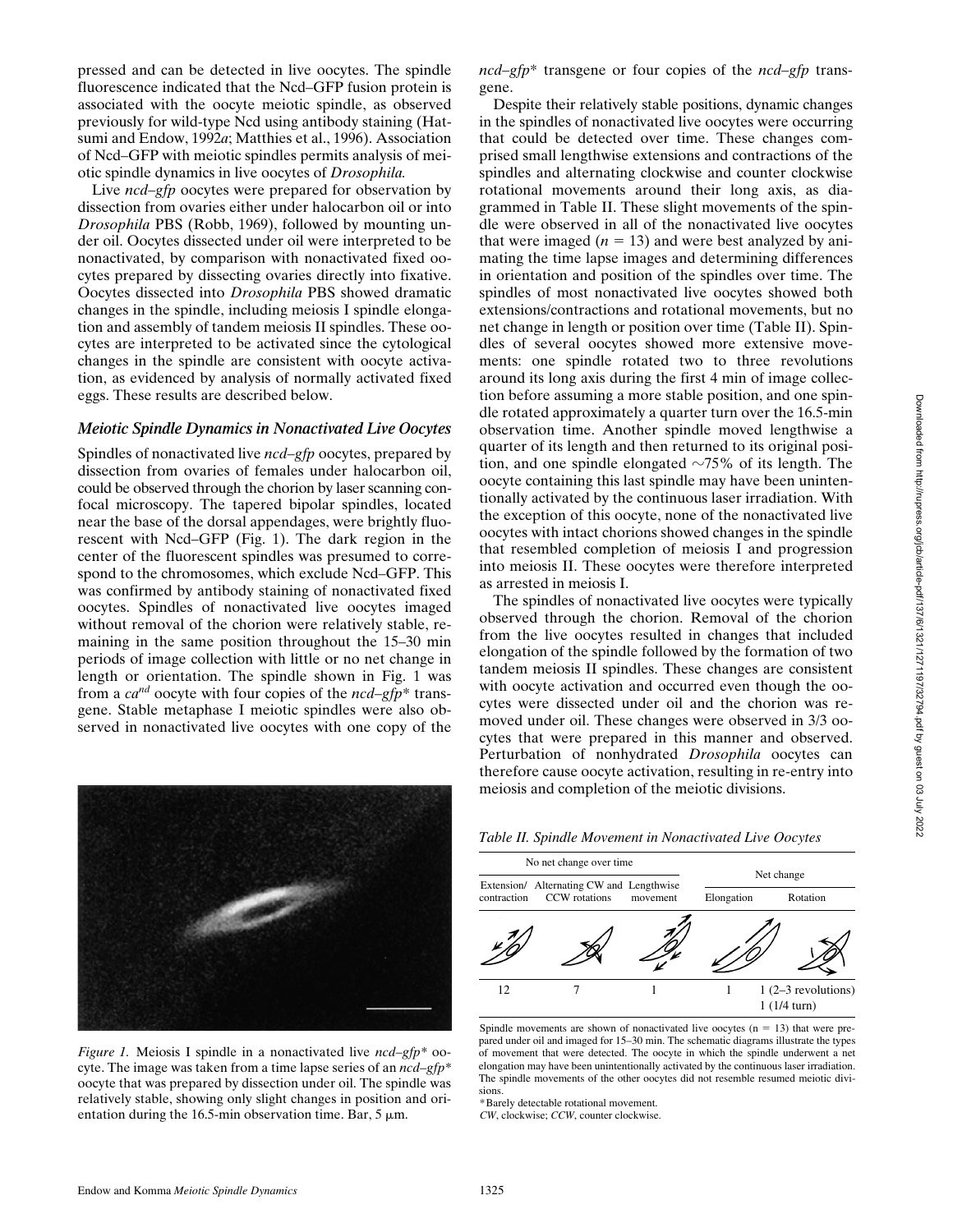pressed and can be detected in live oocytes. The spindle fluorescence indicated that the Ncd–GFP fusion protein is associated with the oocyte meiotic spindle, as observed previously for wild-type Ncd using antibody staining (Hatsumi and Endow, 1992*a*; Matthies et al., 1996). Association of Ncd–GFP with meiotic spindles permits analysis of meiotic spindle dynamics in live oocytes of *Drosophila.*

Live *ncd–gfp* oocytes were prepared for observation by dissection from ovaries either under halocarbon oil or into *Drosophila* PBS (Robb, 1969), followed by mounting under oil. Oocytes dissected under oil were interpreted to be nonactivated, by comparison with nonactivated fixed oocytes prepared by dissecting ovaries directly into fixative. Oocytes dissected into *Drosophila* PBS showed dramatic changes in the spindle, including meiosis I spindle elongation and assembly of tandem meiosis II spindles. These oocytes are interpreted to be activated since the cytological changes in the spindle are consistent with oocyte activation, as evidenced by analysis of normally activated fixed eggs. These results are described below.

### *Meiotic Spindle Dynamics in Nonactivated Live Oocytes*

Spindles of nonactivated live *ncd–gfp* oocytes, prepared by dissection from ovaries of females under halocarbon oil, could be observed through the chorion by laser scanning confocal microscopy. The tapered bipolar spindles, located near the base of the dorsal appendages, were brightly fluorescent with Ncd–GFP (Fig. 1). The dark region in the center of the fluorescent spindles was presumed to correspond to the chromosomes, which exclude Ncd–GFP. This was confirmed by antibody staining of nonactivated fixed oocytes. Spindles of nonactivated live oocytes imaged without removal of the chorion were relatively stable, remaining in the same position throughout the 15–30 min periods of image collection with little or no net change in length or orientation. The spindle shown in Fig. 1 was from a $ca^{nd}$ oocyte with four copies of the *ncd–gfp\** transgene. Stable metaphase I meiotic spindles were also observed in nonactivated live oocytes with one copy of the *ncd–gfp\** transgene or four copies of the *ncd–gfp* transgene.

*Figure 1.* Meiosis I spindle in a nonactivated live *ncd–gfp\** oocyte. The image was taken from a time lapse series of an *ncd–gfp\** oocyte that was prepared by dissection under oil. The spindle was relatively stable, showing only slight changes in position and orientation during the 16.5-min observation time. Bar, 5 μm.

Despite their relatively stable positions, dynamic changes in the spindles of nonactivated live oocytes were occurring that could be detected over time. These changes comprised small lengthwise extensions and contractions of the spindles and alternating clockwise and counter clockwise rotational movements around their long axis, as diagrammed in Table II. These slight movements of the spindle were observed in all of the nonactivated live oocytes that were imaged ($n = 13$) and were best analyzed by animating the time lapse images and determining differences in orientation and position of the spindles over time. The spindles of most nonactivated live oocytes showed both extensions/contractions and rotational movements, but no net change in length or position over time (Table II). Spindles of several oocytes showed more extensive movements: one spindle rotated two to three revolutions around its long axis during the first 4 min of image collection before assuming a more stable position, and one spindle rotated approximately a quarter turn over the 16.5-min observation time. Another spindle moved lengthwise a quarter of its length and then returned to its original position, and one spindle elongated ~75% of its length. The oocyte containing this last spindle may have been unintentionally activated by the continuous laser irradiation. With the exception of this oocyte, none of the nonactivated live oocytes with intact chorions showed changes in the spindle that resembled completion of meiosis I and progression into meiosis II. These oocytes were therefore interpreted as arrested in meiosis I.

The spindles of nonactivated live oocytes were typically observed through the chorion. Removal of the chorion from the live oocytes resulted in changes that included elongation of the spindle followed by the formation of two tandem meiosis II spindles. These changes are consistent with oocyte activation and occurred even though the oocytes were dissected under oil and the chorion was removed under oil. These changes were observed in 3/3 oocytes that were prepared in this manner and observed. Perturbation of nonhydrated *Drosophila* oocytes can therefore cause oocyte activation, resulting in re-entry into meiosis and completion of the meiotic divisions.

*Table II. Spindle Movement in Nonactivated Live Oocytes*

| No net change over time | | | Net change | |
|---|---|---|---|---|
| Extension/ contraction | Alternating CW and CCW rotations | Lengthwise movement | Elongation | Rotation |
| 12 | 7 | 1 | 1 | 1 (2–3 revolutions) 1 (1/4 turn) |

Spindle movements are shown of nonactivated live oocytes ($n = 13$) that were prepared under oil and imaged for 15–30 min. The schematic diagrams illustrate the types of movement that were detected. The oocyte in which the spindle underwent a net elongation may have been unintentionally activated by the continuous laser irradiation. The spindle movements of the other oocytes did not resemble resumed meiotic divisions.

*Barely detectable rotational movement.

*CW*, clockwise; *CCW*, counter clockwise.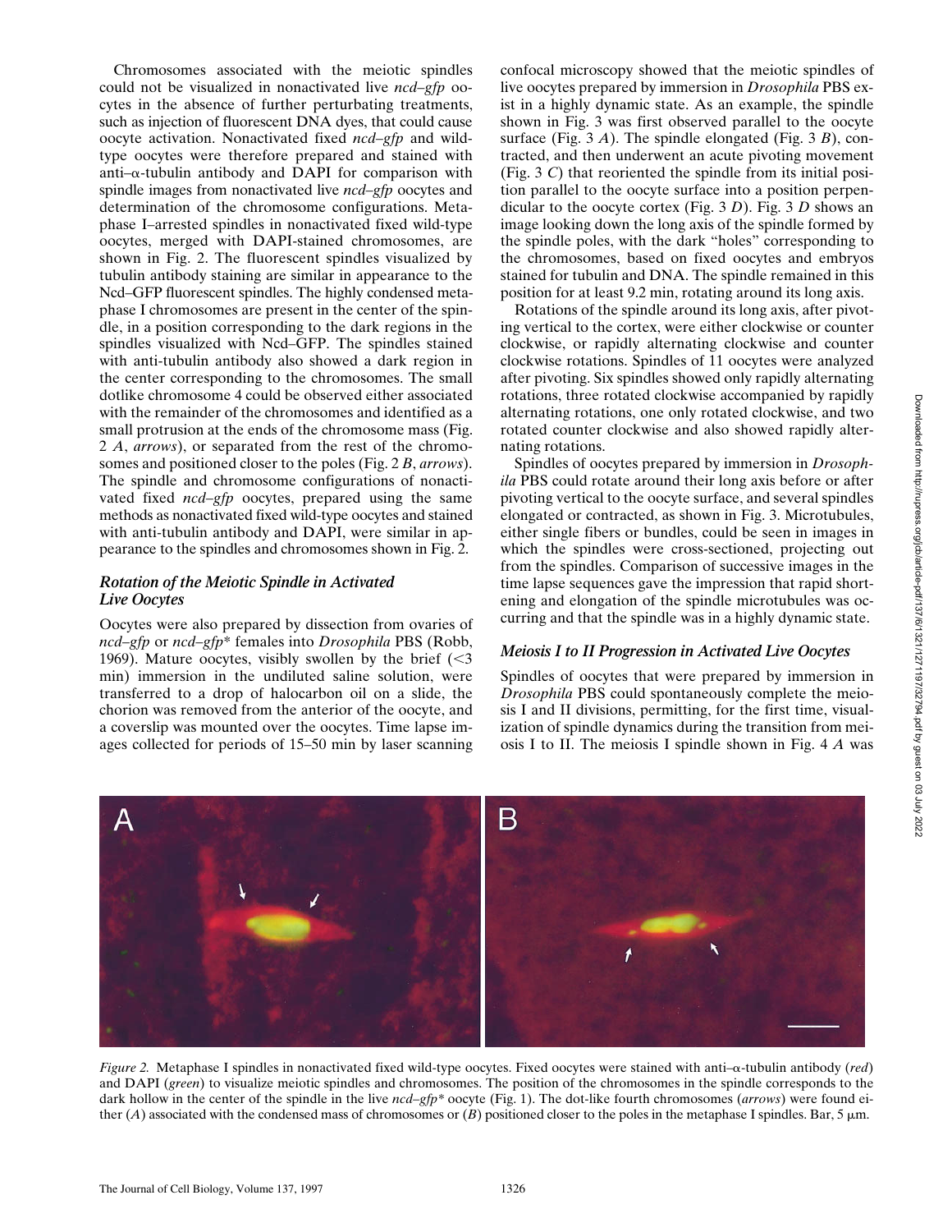Chromosomes associated with the meiotic spindles could not be visualized in nonactivated live *ncd–gfp* oocytes in the absence of further perturbating treatments, such as injection of fluorescent DNA dyes, that could cause oocyte activation. Nonactivated fixed *ncd–gfp* and wild-type oocytes were therefore prepared and stained with anti–α-tubulin antibody and DAPI for comparison with spindle images from nonactivated live *ncd–gfp* oocytes and determination of the chromosome configurations. Metaphase I–arrested spindles in nonactivated fixed wild-type oocytes, merged with DAPI-stained chromosomes, are shown in Fig. 2. The fluorescent spindles visualized by tubulin antibody staining are similar in appearance to the Ncd–GFP fluorescent spindles. The highly condensed metaphase I chromosomes are present in the center of the spindle, in a position corresponding to the dark regions in the spindles visualized with Ncd–GFP. The spindles stained with anti-tubulin antibody also showed a dark region in the center corresponding to the chromosomes. The small dotlike chromosome 4 could be observed either associated with the remainder of the chromosomes and identified as a small protrusion at the ends of the chromosome mass (Fig. 2 *A*, *arrows*), or separated from the rest of the chromosomes and positioned closer to the poles (Fig. 2 *B*, *arrows*). The spindle and chromosome configurations of nonactivated fixed *ncd–gfp* oocytes, prepared using the same methods as nonactivated fixed wild-type oocytes and stained with anti-tubulin antibody and DAPI, were similar in appearance to the spindles and chromosomes shown in Fig. 2.

### *Rotation of the Meiotic Spindle in Activated Live Oocytes*

Oocytes were also prepared by dissection from ovaries of *ncd–gfp* or *ncd–gfp\** females into *Drosophila* PBS (Robb, 1969). Mature oocytes, visibly swollen by the brief (<3 min) immersion in the undiluted saline solution, were transferred to a drop of halocarbon oil on a slide, the chorion was removed from the anterior of the oocyte, and a coverslip was mounted over the oocytes. Time lapse images collected for periods of 15–50 min by laser scanning confocal microscopy showed that the meiotic spindles of live oocytes prepared by immersion in *Drosophila* PBS exist in a highly dynamic state. As an example, the spindle shown in Fig. 3 was first observed parallel to the oocyte surface (Fig. 3 *A*). The spindle elongated (Fig. 3 *B*), contracted, and then underwent an acute pivoting movement (Fig. 3 *C*) that reoriented the spindle from its initial position parallel to the oocyte surface into a position perpendicular to the oocyte cortex (Fig. 3 *D*). Fig. 3 *D* shows an image looking down the long axis of the spindle formed by the spindle poles, with the dark "holes" corresponding to the chromosomes, based on fixed oocytes and embryos stained for tubulin and DNA. The spindle remained in this position for at least 9.2 min, rotating around its long axis.

Rotations of the spindle around its long axis, after pivoting vertical to the cortex, were either clockwise or counter clockwise, or rapidly alternating clockwise and counter clockwise rotations. Spindles of 11 oocytes were analyzed after pivoting. Six spindles showed only rapidly alternating rotations, three rotated clockwise accompanied by rapidly alternating rotations, one only rotated clockwise, and two rotated counter clockwise and also showed rapidly alternating rotations.

Spindles of oocytes prepared by immersion in *Drosophila* PBS could rotate around their long axis before or after pivoting vertical to the oocyte surface, and several spindles elongated or contracted, as shown in Fig. 3. Microtubules, either single fibers or bundles, could be seen in images in which the spindles were cross-sectioned, projecting out from the spindles. Comparison of successive images in the time lapse sequences gave the impression that rapid shortening and elongation of the spindle microtubules was occurring and that the spindle was in a highly dynamic state.

### *Meiosis I to II Progression in Activated Live Oocytes*

Spindles of oocytes that were prepared by immersion in *Drosophila* PBS could spontaneously complete the meiosis I and II divisions, permitting, for the first time, visualization of spindle dynamics during the transition from meiosis I to II. The meiosis I spindle shown in Fig. 4 *A* was

*Figure 2.* Metaphase I spindles in nonactivated fixed wild-type oocytes. Fixed oocytes were stained with anti–α-tubulin antibody (*red*) and DAPI (*green*) to visualize meiotic spindles and chromosomes. The position of the chromosomes in the spindle corresponds to the dark hollow in the center of the spindle in the live *ncd–gfp\** oocyte (Fig. 1). The dot-like fourth chromosomes (*arrows*) were found either (*A*) associated with the condensed mass of chromosomes or (*B*) positioned closer to the poles in the metaphase I spindles. Bar, 5 μm.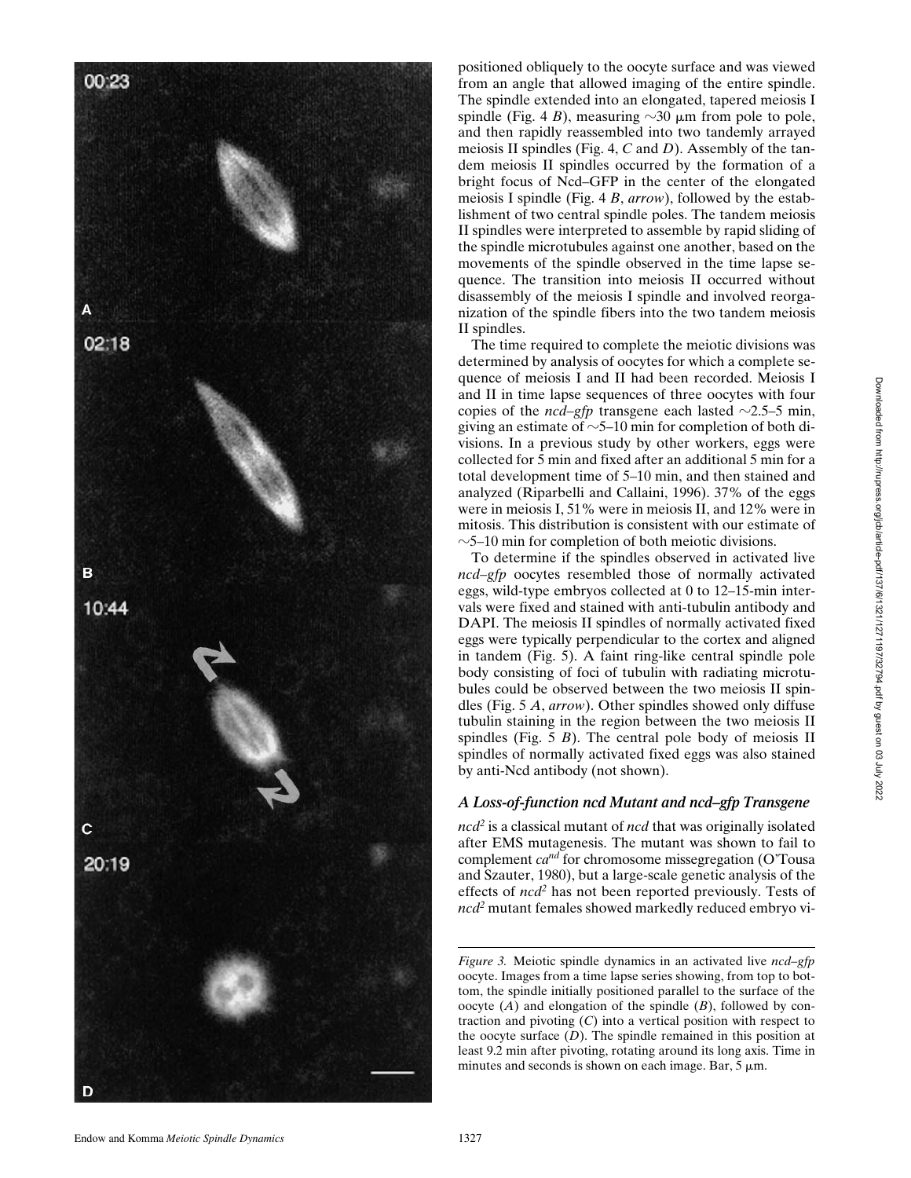positioned obliquely to the oocyte surface and was viewed from an angle that allowed imaging of the entire spindle. The spindle extended into an elongated, tapered meiosis I spindle (Fig. 4 *B*), measuring ~30 μm from pole to pole, and then rapidly reassembled into two tandemly arrayed meiosis II spindles (Fig. 4, *C* and *D*). Assembly of the tandem meiosis II spindles occurred by the formation of a bright focus of Ncd–GFP in the center of the elongated meiosis I spindle (Fig. 4 *B*, *arrow*), followed by the establishment of two central spindle poles. The tandem meiosis II spindles were interpreted to assemble by rapid sliding of the spindle microtubules against one another, based on the movements of the spindle observed in the time lapse sequence. The transition into meiosis II occurred without disassembly of the meiosis I spindle and involved reorganization of the spindle fibers into the two tandem meiosis II spindles.

The time required to complete the meiotic divisions was determined by analysis of oocytes for which a complete sequence of meiosis I and II had been recorded. Meiosis I and II in time lapse sequences of three oocytes with four copies of the *ncd–gfp* transgene each lasted ~2.5–5 min, giving an estimate of ~5–10 min for completion of both divisions. In a previous study by other workers, eggs were collected for 5 min and fixed after an additional 5 min for a total development time of 5–10 min, and then stained and analyzed (Riparbelli and Callaini, 1996). 37% of the eggs were in meiosis I, 51% were in meiosis II, and 12% were in mitosis. This distribution is consistent with our estimate of ~5–10 min for completion of both meiotic divisions.

To determine if the spindles observed in activated live *ncd–gfp* oocytes resembled those of normally activated eggs, wild-type embryos collected at 0 to 12–15-min intervals were fixed and stained with anti-tubulin antibody and DAPI. The meiosis II spindles of normally activated fixed eggs were typically perpendicular to the cortex and aligned in tandem (Fig. 5). A faint ring-like central spindle pole body consisting of foci of tubulin with radiating microtubules could be observed between the two meiosis II spindles (Fig. 5 *A*, *arrow*). Other spindles showed only diffuse tubulin staining in the region between the two meiosis II spindles (Fig. 5 *B*). The central pole body of meiosis II spindles of normally activated fixed eggs was also stained by anti-Ncd antibody (not shown).

### A Loss-of-function ncd Mutant and ncd–gfp Transgene

*ncd*$^2$ is a classical mutant of *ncd* that was originally isolated after EMS mutagenesis. The mutant was shown to fail to complement *ca*$^{nd}$ for chromosome missegregation (O'Tousa and Szauter, 1980), but a large-scale genetic analysis of the effects of *ncd*$^2$ has not been reported previously. Tests of *ncd*$^2$ mutant females showed markedly reduced embryo vi-

*Figure 3.* Meiotic spindle dynamics in an activated live *ncd–gfp* oocyte. Images from a time lapse series showing, from top to bottom, the spindle initially positioned parallel to the surface of the oocyte (*A*) and elongation of the spindle (*B*), followed by contraction and pivoting (*C*) into a vertical position with respect to the oocyte surface (*D*). The spindle remained in this position at least 9.2 min after pivoting, rotating around its long axis. Time in minutes and seconds is shown on each image. Bar, 5 μm.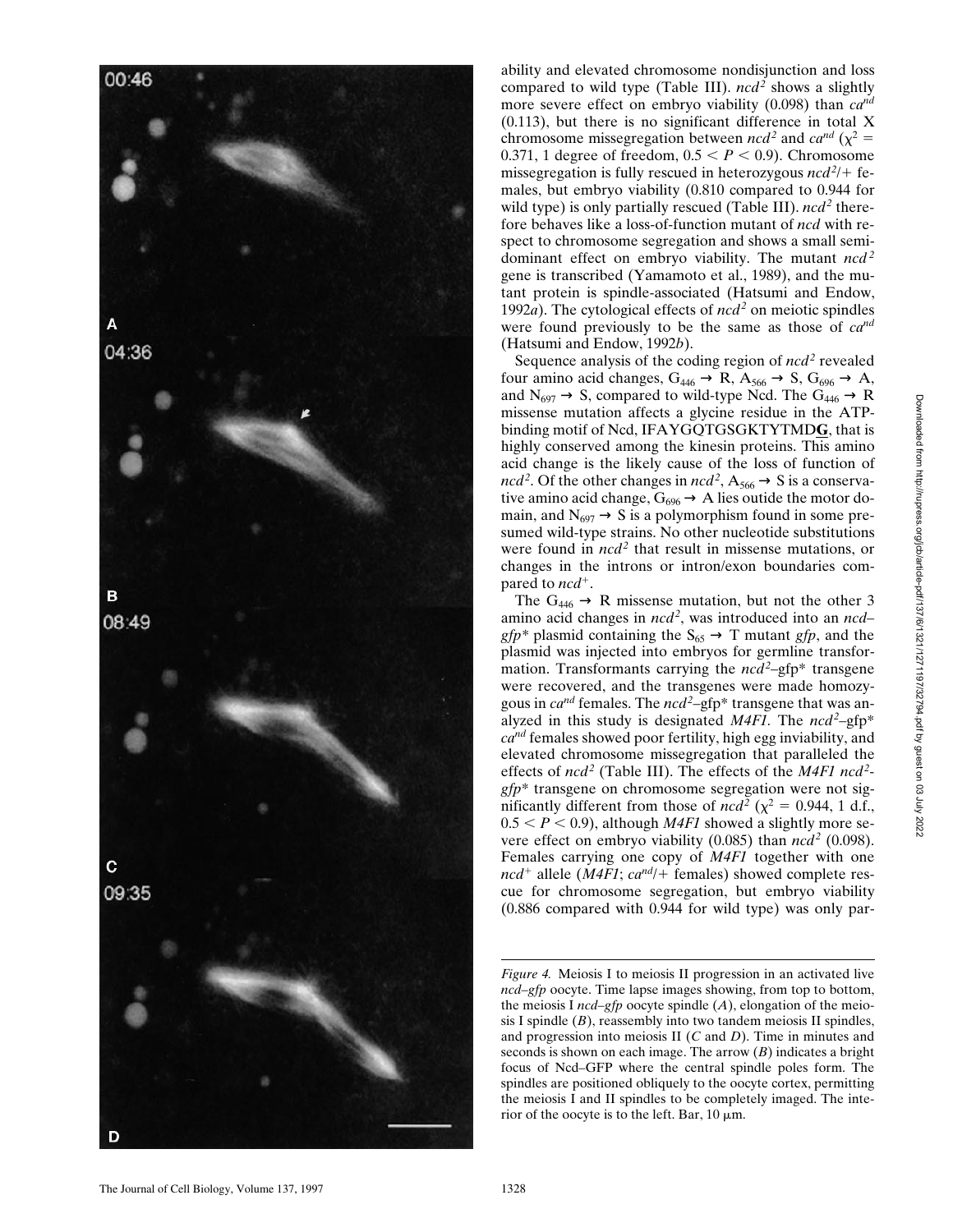ability and elevated chromosome nondisjunction and loss compared to wild type (Table III). *ncd*[2] shows a slightly more severe effect on embryo viability (0.098) than *ca*[nd] (0.113), but there is no significant difference in total X chromosome missegregation between *ncd*[2] and *ca*[nd] ($\chi^2$ = 0.371, 1 degree of freedom, $0.5 < P < 0.9$). Chromosome missegregation is fully rescued in heterozygous *ncd*[2]/+ females, but embryo viability (0.810 compared to 0.944 for wild type) is only partially rescued (Table III). *ncd*[2] therefore behaves like a loss-of-function mutant of *ncd* with respect to chromosome segregation and shows a small semidominant effect on embryo viability. The mutant *ncd*[2] gene is transcribed (Yamamoto et al., 1989), and the mutant protein is spindle-associated (Hatsumi and Endow, 1992*a*). The cytological effects of *ncd*[2] on meiotic spindles were found previously to be the same as those of *ca*[nd] (Hatsumi and Endow, 1992*b*).

Sequence analysis of the coding region of *ncd*[2] revealed four amino acid changes, $G_{446} \rightarrow R$, $A_{566} \rightarrow S$, $G_{696} \rightarrow A$, and $N_{697} \rightarrow S$, compared to wild-type Ncd. The $G_{446} \rightarrow R$ missense mutation affects a glycine residue in the ATP-binding motif of Ncd, IFAYGQTGSGKTYTMD**G**, that is highly conserved among the kinesin proteins. This amino acid change is the likely cause of the loss of function of *ncd*[2]. Of the other changes in *ncd*[2], $A_{566} \rightarrow S$ is a conservative amino acid change, $G_{696} \rightarrow A$ lies outide the motor domain, and $N_{697} \rightarrow S$ is a polymorphism found in some presumed wild-type strains. No other nucleotide substitutions were found in *ncd*[2] that result in missense mutations, or changes in the introns or intron/exon boundaries compared to *ncd*[+].

The $G_{446} \rightarrow R$ missense mutation, but not the other 3 amino acid changes in *ncd*[2], was introduced into an *ncd–gfp\** plasmid containing the $S_{65} \rightarrow T$ mutant *gfp*, and the plasmid was injected into embryos for germline transformation. Transformants carrying the *ncd*[2]–gfp\* transgene were recovered, and the transgenes were made homozygous in *ca*[nd] females. The *ncd*[2]–gfp\* transgene that was analyzed in this study is designated *M4F1*. The *ncd*[2]–gfp\* *ca*[nd] females showed poor fertility, high egg inviability, and elevated chromosome missegregation that paralleled the effects of *ncd*[2] (Table III). The effects of the *M4F1 ncd*[2]*-gfp\** transgene on chromosome segregation were not significantly different from those of *ncd*[2] ($\chi^2$ = 0.944, 1 d.f., $0.5 < P < 0.9$), although *M4F1* showed a slightly more severe effect on embryo viability (0.085) than *ncd*[2] (0.098). Females carrying one copy of *M4F1* together with one *ncd*[+] allele (*M4F1*; *ca*[nd]/+ females) showed complete rescue for chromosome segregation, but embryo viability (0.886 compared with 0.944 for wild type) was only par-

*Figure 4.* Meiosis I to meiosis II progression in an activated live *ncd–gfp* oocyte. Time lapse images showing, from top to bottom, the meiosis I *ncd–gfp* oocyte spindle (*A*), elongation of the meiosis I spindle (*B*), reassembly into two tandem meiosis II spindles, and progression into meiosis II (*C* and *D*). Time in minutes and seconds is shown on each image. The arrow (*B*) indicates a bright focus of Ncd–GFP where the central spindle poles form. The spindles are positioned obliquely to the oocyte cortex, permitting the meiosis I and II spindles to be completely imaged. The interior of the oocyte is to the left. Bar, 10 μm.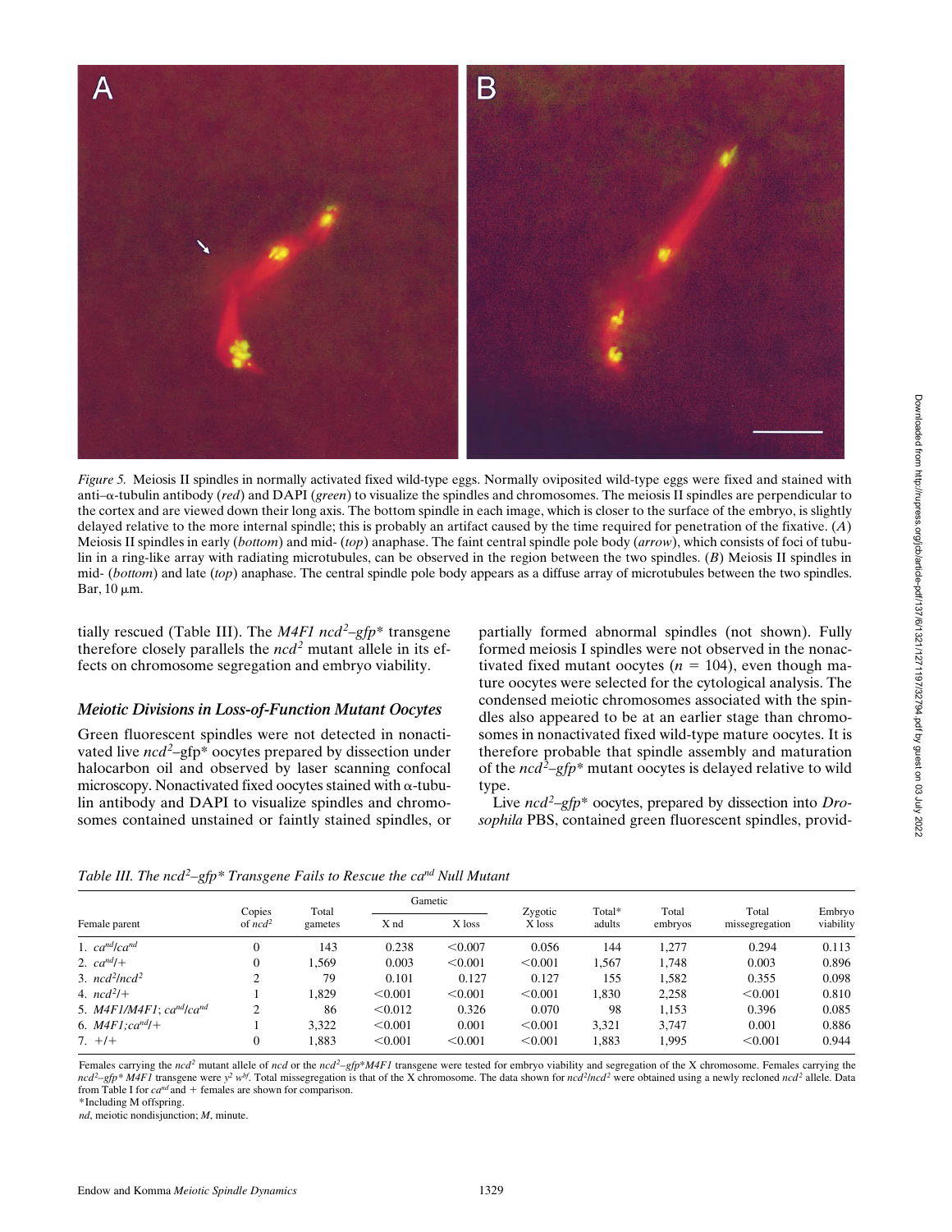*Figure 5.* Meiosis II spindles in normally activated fixed wild-type eggs. Normally oviposited wild-type eggs were fixed and stained with anti–α-tubulin antibody (*red*) and DAPI (*green*) to visualize the spindles and chromosomes. The meiosis II spindles are perpendicular to the cortex and are viewed down their long axis. The bottom spindle in each image, which is closer to the surface of the embryo, is slightly delayed relative to the more internal spindle; this is probably an artifact caused by the time required for penetration of the fixative. (*A*) Meiosis II spindles in early (*bottom*) and mid- (*top*) anaphase. The faint central spindle pole body (*arrow*), which consists of foci of tubulin in a ring-like array with radiating microtubules, can be observed in the region between the two spindles. (*B*) Meiosis II spindles in mid- (*bottom*) and late (*top*) anaphase. The central spindle pole body appears as a diffuse array of microtubules between the two spindles. Bar, 10 μm.

tially rescued (Table III). The *M4F1 ncd²–gfp** transgene therefore closely parallels the *ncd²* mutant allele in its effects on chromosome segregation and embryo viability.

### *Meiotic Divisions in Loss-of-Function Mutant Oocytes*

Green fluorescent spindles were not detected in nonactivated live *ncd²*–gfp* oocytes prepared by dissection under halocarbon oil and observed by laser scanning confocal microscopy. Nonactivated fixed oocytes stained with α-tubulin antibody and DAPI to visualize spindles and chromosomes contained unstained or faintly stained spindles, or partially formed abnormal spindles (not shown). Fully formed meiosis I spindles were not observed in the nonactivated fixed mutant oocytes ($n = 104$), even though mature oocytes were selected for the cytological analysis. The condensed meiotic chromosomes associated with the spindles also appeared to be at an earlier stage than chromosomes in nonactivated fixed wild-type mature oocytes. It is therefore probable that spindle assembly and maturation of the *ncd²–gfp** mutant oocytes is delayed relative to wild type.

Live *ncd²–gfp** oocytes, prepared by dissection into *Drosophila* PBS, contained green fluorescent spindles, provid-

*Table III. The ncd²–gfp* Transgene Fails to Rescue the ca^nd Null Mutant*

| Female parent | Copies of *ncd²* | Total gametes | Gametic | | Zygotic X loss | Total* adults | Total embryos | Total missegregation | Embryo viability |
|---|---|---|---|---|---|---|---|---|---|
| | | | X nd | X loss | | | | | |
| 1. *ca^nd/ca^nd* | 0 | 143 | 0.238 | <0.007 | 0.056 | 144 | 1,277 | 0.294 | 0.113 |
| 2. *ca^nd/+* | 0 | 1,569 | 0.003 | <0.001 | <0.001 | 1,567 | 1,748 | 0.003 | 0.896 |
| 3. *ncd²/ncd²* | 2 | 79 | 0.101 | 0.127 | 0.127 | 155 | 1,582 | 0.355 | 0.098 |
| 4. *ncd²/+* | 1 | 1,829 | <0.001 | <0.001 | <0.001 | 1,830 | 2,258 | <0.001 | 0.810 |
| 5. *M4F1/M4F1; ca^nd/ca^nd* | 2 | 86 | <0.012 | 0.326 | 0.070 | 98 | 1,153 | 0.396 | 0.085 |
| 6. *M4F1;ca^nd/+* | 1 | 3,322 | <0.001 | 0.001 | <0.001 | 3,321 | 3,747 | 0.001 | 0.886 |
| 7. *+/+* | 0 | 1,883 | <0.001 | <0.001 | <0.001 | 1,883 | 1,995 | <0.001 | 0.944 |

Females carrying the *ncd²* mutant allele of *ncd* or the *ncd²–gfp*M4F1* transgene were tested for embryo viability and segregation of the X chromosome. Females carrying the *ncd²–gfp* M4F1* transgene were $y^2$ $w^{bf}$. Total missegregation is that of the X chromosome. The data shown for *ncd²/ncd²* were obtained using a newly recloned *ncd²* allele. Data from Table I for *ca^nd* and + females are shown for comparison.

*Including M offspring.

*nd*, meiotic nondisjunction; *M*, minute.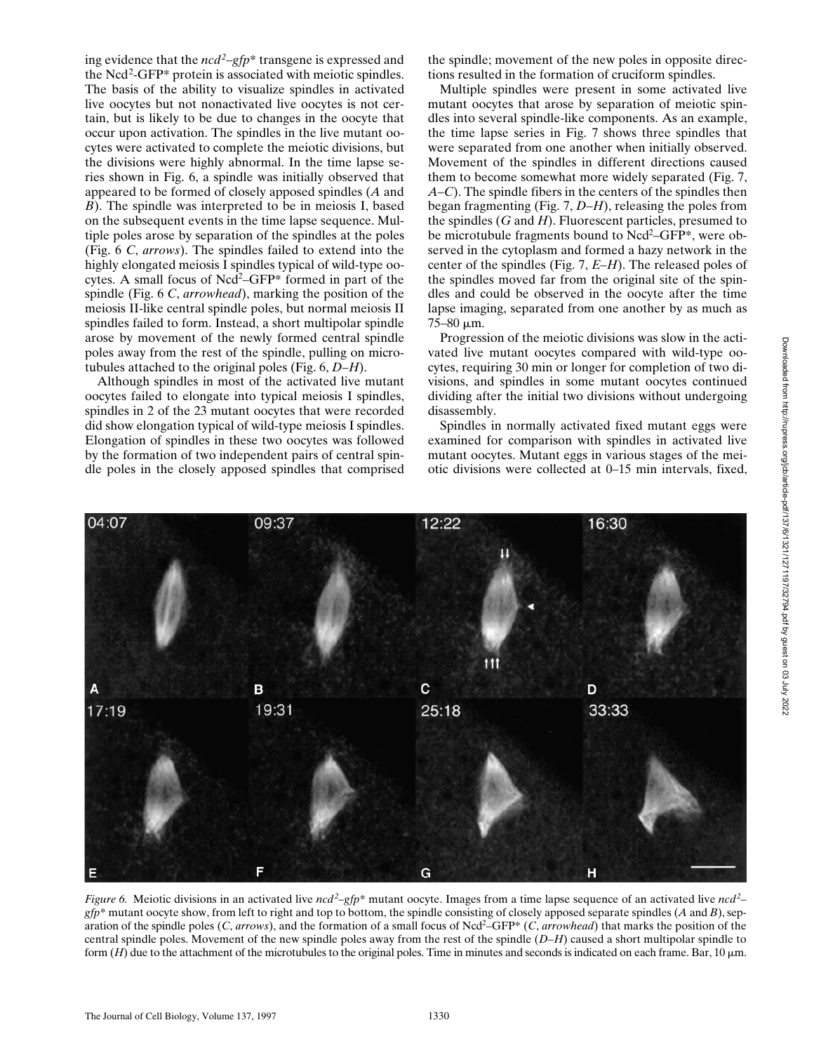ing evidence that the *ncd²–gfp** transgene is expressed and the Ncd²-GFP* protein is associated with meiotic spindles. The basis of the ability to visualize spindles in activated live oocytes but not nonactivated live oocytes is not certain, but is likely to be due to changes in the oocyte that occur upon activation. The spindles in the live mutant oocytes were activated to complete the meiotic divisions, but the divisions were highly abnormal. In the time lapse series shown in Fig. 6, a spindle was initially observed that appeared to be formed of closely apposed spindles (*A* and *B*). The spindle was interpreted to be in meiosis I, based on the subsequent events in the time lapse sequence. Multiple poles arose by separation of the spindles at the poles (Fig. 6 *C*, *arrows*). The spindles failed to extend into the highly elongated meiosis I spindles typical of wild-type oocytes. A small focus of Ncd²–GFP* formed in part of the spindle (Fig. 6 *C*, *arrowhead*), marking the position of the meiosis II-like central spindle poles, but normal meiosis II spindles failed to form. Instead, a short multipolar spindle arose by movement of the newly formed central spindle poles away from the rest of the spindle, pulling on microtubules attached to the original poles (Fig. 6, *D*–*H*).

Although spindles in most of the activated live mutant oocytes failed to elongate into typical meiosis I spindles, spindles in 2 of the 23 mutant oocytes that were recorded did show elongation typical of wild-type meiosis I spindles. Elongation of spindles in these two oocytes was followed by the formation of two independent pairs of central spindle poles in the closely apposed spindles that comprised the spindle; movement of the new poles in opposite directions resulted in the formation of cruciform spindles.

Multiple spindles were present in some activated live mutant oocytes that arose by separation of meiotic spindles into several spindle-like components. As an example, the time lapse series in Fig. 7 shows three spindles that were separated from one another when initially observed. Movement of the spindles in different directions caused them to become somewhat more widely separated (Fig. 7, *A*–*C*). The spindle fibers in the centers of the spindles then began fragmenting (Fig. 7, *D*–*H*), releasing the poles from the spindles (*G* and *H*). Fluorescent particles, presumed to be microtubule fragments bound to Ncd²–GFP*, were observed in the cytoplasm and formed a hazy network in the center of the spindles (Fig. 7, *E*–*H*). The released poles of the spindles moved far from the original site of the spindles and could be observed in the oocyte after the time lapse imaging, separated from one another by as much as 75–80 μm.

Progression of the meiotic divisions was slow in the activated live mutant oocytes compared with wild-type oocytes, requiring 30 min or longer for completion of two divisions, and spindles in some mutant oocytes continued dividing after the initial two divisions without undergoing disassembly.

Spindles in normally activated fixed mutant eggs were examined for comparison with spindles in activated live mutant oocytes. Mutant eggs in various stages of the meiotic divisions were collected at 0–15 min intervals, fixed,

*Figure 6.* Meiotic divisions in an activated live *ncd²–gfp** mutant oocyte. Images from a time lapse sequence of an activated live *ncd²–gfp** mutant oocyte show, from left to right and top to bottom, the spindle consisting of closely apposed separate spindles (*A* and *B*), separation of the spindle poles (*C*, *arrows*), and the formation of a small focus of Ncd²–GFP* (*C*, *arrowhead*) that marks the position of the central spindle poles. Movement of the new spindle poles away from the rest of the spindle (*D*–*H*) caused a short multipolar spindle to form (*H*) due to the attachment of the microtubules to the original poles. Time in minutes and seconds is indicated on each frame. Bar, 10 μm.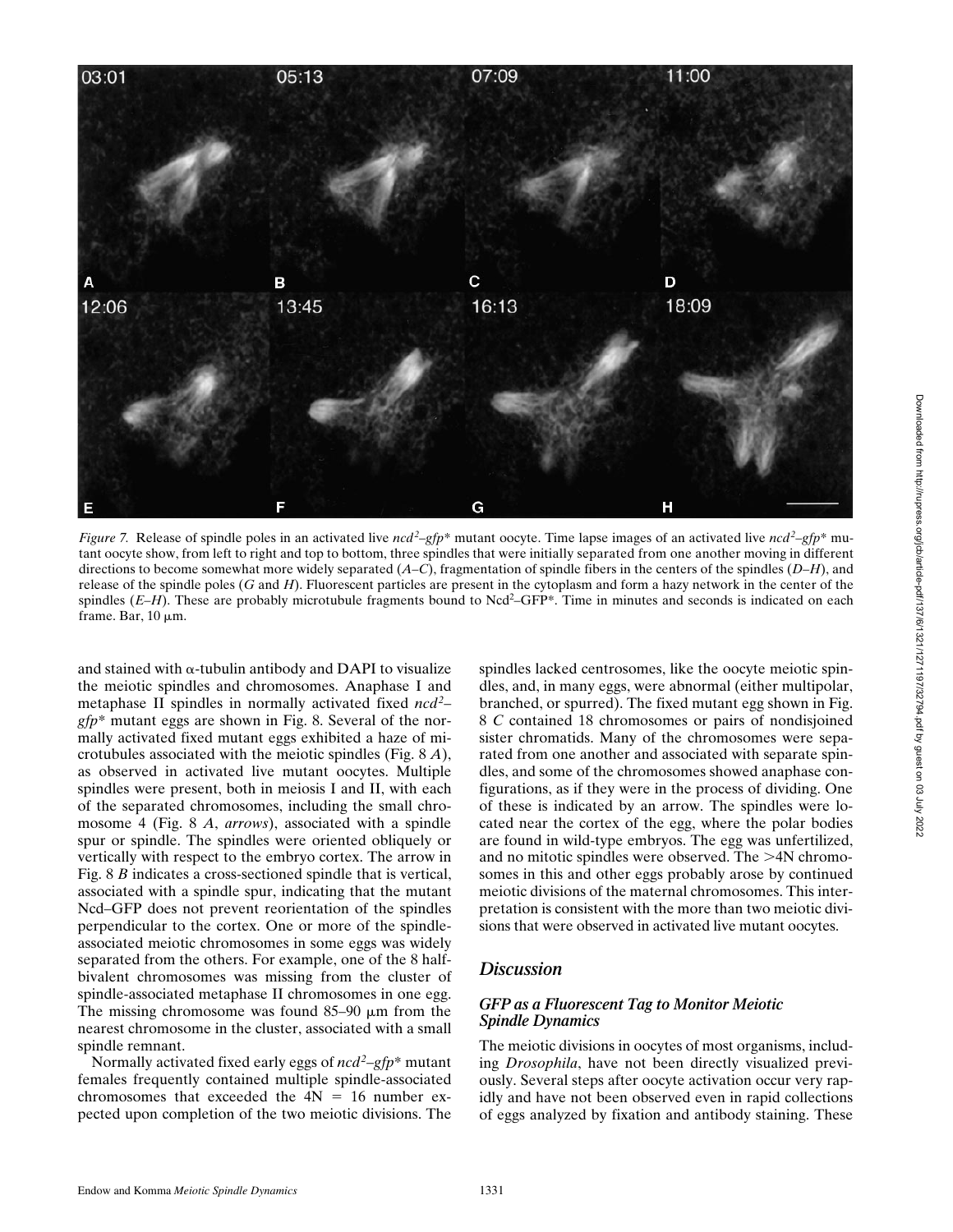*Figure 7.* Release of spindle poles in an activated live $ncd^2$–$gfp$* mutant oocyte. Time lapse images of an activated live $ncd^2$–$gfp$* mutant oocyte show, from left to right and top to bottom, three spindles that were initially separated from one another moving in different directions to become somewhat more widely separated (*A–C*), fragmentation of spindle fibers in the centers of the spindles (*D–H*), and release of the spindle poles (*G* and *H*). Fluorescent particles are present in the cytoplasm and form a hazy network in the center of the spindles (*E–H*). These are probably microtubule fragments bound to $Ncd^2$–GFP*. Time in minutes and seconds is indicated on each frame. Bar, 10 μm.

and stained with α-tubulin antibody and DAPI to visualize the meiotic spindles and chromosomes. Anaphase I and metaphase II spindles in normally activated fixed $ncd^2$–$gfp$* mutant eggs are shown in Fig. 8. Several of the normally activated fixed mutant eggs exhibited a haze of microtubules associated with the meiotic spindles (Fig. 8 *A*), as observed in activated live mutant oocytes. Multiple spindles were present, both in meiosis I and II, with each of the separated chromosomes, including the small chromosome 4 (Fig. 8 *A*, *arrows*), associated with a spindle spur or spindle. The spindles were oriented obliquely or vertically with respect to the embryo cortex. The arrow in Fig. 8 *B* indicates a cross-sectioned spindle that is vertical, associated with a spindle spur, indicating that the mutant Ncd–GFP does not prevent reorientation of the spindles perpendicular to the cortex. One or more of the spindle-associated meiotic chromosomes in some eggs was widely separated from the others. For example, one of the 8 half-bivalent chromosomes was missing from the cluster of spindle-associated metaphase II chromosomes in one egg. The missing chromosome was found 85–90 μm from the nearest chromosome in the cluster, associated with a small spindle remnant.

Normally activated fixed early eggs of $ncd^2$–$gfp$* mutant females frequently contained multiple spindle-associated chromosomes that exceeded the 4N = 16 number expected upon completion of the two meiotic divisions. The spindles lacked centrosomes, like the oocyte meiotic spindles, and, in many eggs, were abnormal (either multipolar, branched, or spurred). The fixed mutant egg shown in Fig. 8 *C* contained 18 chromosomes or pairs of nondisjoined sister chromatids. Many of the chromosomes were separated from one another and associated with separate spindles, and some of the chromosomes showed anaphase configurations, as if they were in the process of dividing. One of these is indicated by an arrow. The spindles were located near the cortex of the egg, where the polar bodies are found in wild-type embryos. The egg was unfertilized, and no mitotic spindles were observed. The >4N chromosomes in this and other eggs probably arose by continued meiotic divisions of the maternal chromosomes. This interpretation is consistent with the more than two meiotic divisions that were observed in activated live mutant oocytes.

## Discussion

### GFP as a Fluorescent Tag to Monitor Meiotic Spindle Dynamics

The meiotic divisions in oocytes of most organisms, including *Drosophila*, have not been directly visualized previously. Several steps after oocyte activation occur very rapidly and have not been observed even in rapid collections of eggs analyzed by fixation and antibody staining. These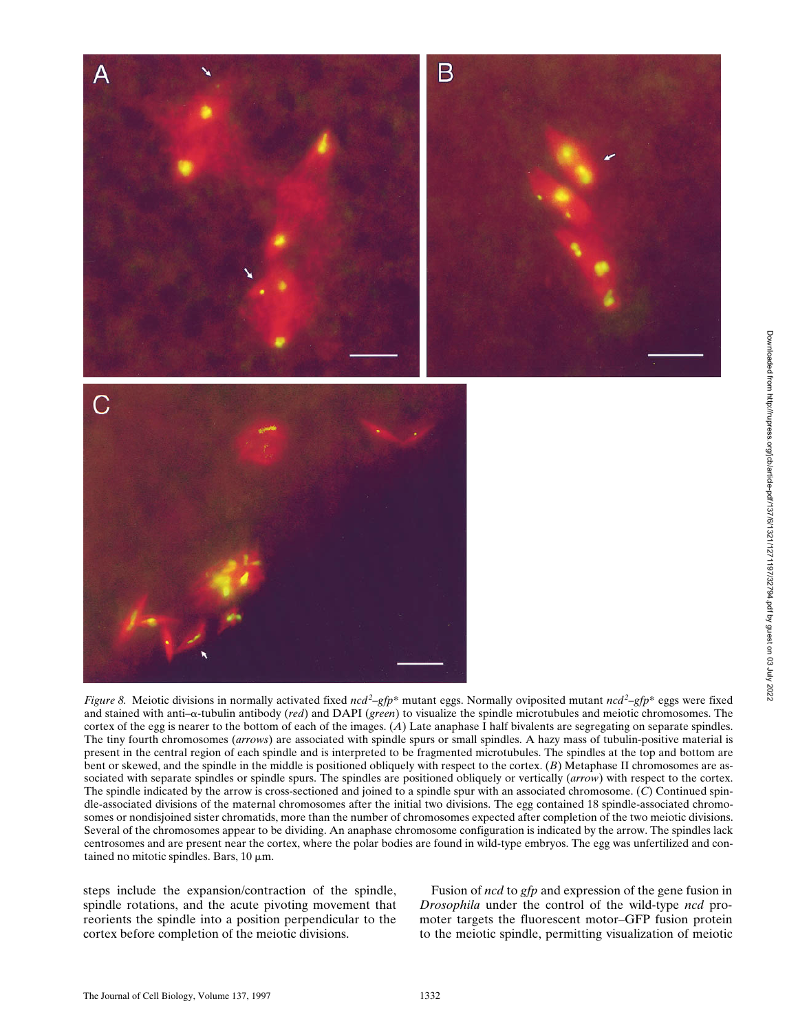*Figure 8.* Meiotic divisions in normally activated fixed *ncd*[2]–*gfp** mutant eggs. Normally oviposited mutant *ncd*[2]–*gfp** eggs were fixed and stained with anti–α-tubulin antibody (*red*) and DAPI (*green*) to visualize the spindle microtubules and meiotic chromosomes. The cortex of the egg is nearer to the bottom of each of the images. (*A*) Late anaphase I half bivalents are segregating on separate spindles. The tiny fourth chromosomes (*arrows*) are associated with spindle spurs or small spindles. A hazy mass of tubulin-positive material is present in the central region of each spindle and is interpreted to be fragmented microtubules. The spindles at the top and bottom are bent or skewed, and the spindle in the middle is positioned obliquely with respect to the cortex. (*B*) Metaphase II chromosomes are associated with separate spindles or spindle spurs. The spindles are positioned obliquely or vertically (*arrow*) with respect to the cortex. The spindle indicated by the arrow is cross-sectioned and joined to a spindle spur with an associated chromosome. (*C*) Continued spindle-associated divisions of the maternal chromosomes after the initial two divisions. The egg contained 18 spindle-associated chromosomes or nondisjoined sister chromatids, more than the number of chromosomes expected after completion of the two meiotic divisions. Several of the chromosomes appear to be dividing. An anaphase chromosome configuration is indicated by the arrow. The spindles lack centrosomes and are present near the cortex, where the polar bodies are found in wild-type embryos. The egg was unfertilized and contained no mitotic spindles. Bars, 10 μm.

steps include the expansion/contraction of the spindle, spindle rotations, and the acute pivoting movement that reorients the spindle into a position perpendicular to the cortex before completion of the meiotic divisions.

Fusion of *ncd* to *gfp* and expression of the gene fusion in *Drosophila* under the control of the wild-type *ncd* promoter targets the fluorescent motor–GFP fusion protein to the meiotic spindle, permitting visualization of meiotic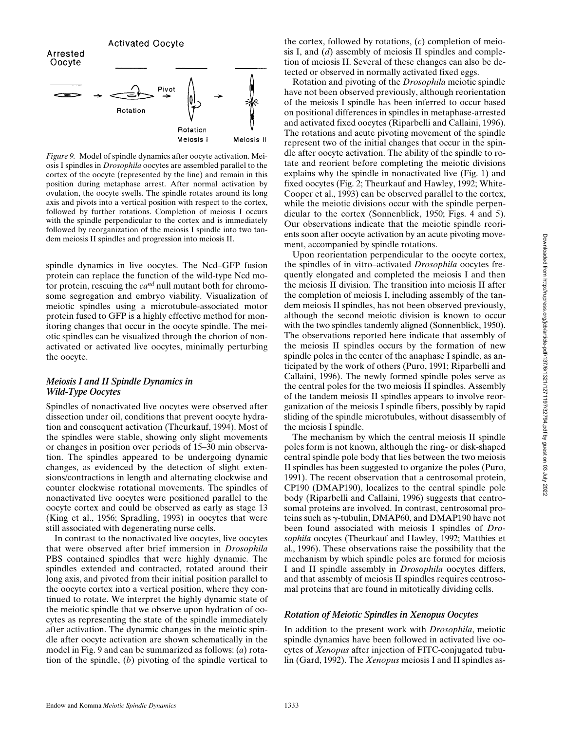*Figure 9.* Model of spindle dynamics after oocyte activation. Meiosis I spindles in *Drosophila* oocytes are assembled parallel to the cortex of the oocyte (represented by the line) and remain in this position during metaphase arrest. After normal activation by ovulation, the oocyte swells. The spindle rotates around its long axis and pivots into a vertical position with respect to the cortex, followed by further rotations. Completion of meiosis I occurs with the spindle perpendicular to the cortex and is immediately followed by reorganization of the meiosis I spindle into two tandem meiosis II spindles and progression into meiosis II.

spindle dynamics in live oocytes. The Ncd–GFP fusion protein can replace the function of the wild-type Ncd motor protein, rescuing the *ca[nd]* null mutant both for chromosome segregation and embryo viability. Visualization of meiotic spindles using a microtubule-associated motor protein fused to GFP is a highly effective method for monitoring changes that occur in the oocyte spindle. The meiotic spindles can be visualized through the chorion of nonactivated or activated live oocytes, minimally perturbing the oocyte.

### *Meiosis I and II Spindle Dynamics in Wild-Type Oocytes*

Spindles of nonactivated live oocytes were observed after dissection under oil, conditions that prevent oocyte hydration and consequent activation (Theurkauf, 1994). Most of the spindles were stable, showing only slight movements or changes in position over periods of 15–30 min observation. The spindles appeared to be undergoing dynamic changes, as evidenced by the detection of slight extensions/contractions in length and alternating clockwise and counter clockwise rotational movements. The spindles of nonactivated live oocytes were positioned parallel to the oocyte cortex and could be observed as early as stage 13 (King et al., 1956; Spradling, 1993) in oocytes that were still associated with degenerating nurse cells.

In contrast to the nonactivated live oocytes, live oocytes that were observed after brief immersion in *Drosophila* PBS contained spindles that were highly dynamic. The spindles extended and contracted, rotated around their long axis, and pivoted from their initial position parallel to the oocyte cortex into a vertical position, where they continued to rotate. We interpret the highly dynamic state of the meiotic spindle that we observe upon hydration of oocytes as representing the state of the spindle immediately after activation. The dynamic changes in the meiotic spindle after oocyte activation are shown schematically in the model in Fig. 9 and can be summarized as follows: (*a*) rotation of the spindle, (*b*) pivoting of the spindle vertical to the cortex, followed by rotations, (*c*) completion of meiosis I, and (*d*) assembly of meiosis II spindles and completion of meiosis II. Several of these changes can also be detected or observed in normally activated fixed eggs.

Rotation and pivoting of the *Drosophila* meiotic spindle have not been observed previously, although reorientation of the meiosis I spindle has been inferred to occur based on positional differences in spindles in metaphase-arrested and activated fixed oocytes (Riparbelli and Callaini, 1996). The rotations and acute pivoting movement of the spindle represent two of the initial changes that occur in the spindle after oocyte activation. The ability of the spindle to rotate and reorient before completing the meiotic divisions explains why the spindle in nonactivated live (Fig. 1) and fixed oocytes (Fig. 2; Theurkauf and Hawley, 1992; White-Cooper et al., 1993) can be observed parallel to the cortex, while the meiotic divisions occur with the spindle perpendicular to the cortex (Sonnenblick, 1950; Figs. 4 and 5). Our observations indicate that the meiotic spindle reorients soon after oocyte activation by an acute pivoting movement, accompanied by spindle rotations.

Upon reorientation perpendicular to the oocyte cortex, the spindles of in vitro–activated *Drosophila* oocytes frequently elongated and completed the meiosis I and then the meiosis II division. The transition into meiosis II after the completion of meiosis I, including assembly of the tandem meiosis II spindles, has not been observed previously, although the second meiotic division is known to occur with the two spindles tandemly aligned (Sonnenblick, 1950). The observations reported here indicate that assembly of the meiosis II spindles occurs by the formation of new spindle poles in the center of the anaphase I spindle, as anticipated by the work of others (Puro, 1991; Riparbelli and Callaini, 1996). The newly formed spindle poles serve as the central poles for the two meiosis II spindles. Assembly of the tandem meiosis II spindles appears to involve reorganization of the meiosis I spindle fibers, possibly by rapid sliding of the spindle microtubules, without disassembly of the meiosis I spindle.

The mechanism by which the central meiosis II spindle poles form is not known, although the ring- or disk-shaped central spindle pole body that lies between the two meiosis II spindles has been suggested to organize the poles (Puro, 1991). The recent observation that a centrosomal protein, CP190 (DMAP190), localizes to the central spindle pole body (Riparbelli and Callaini, 1996) suggests that centrosomal proteins are involved. In contrast, centrosomal proteins such as γ-tubulin, DMAP60, and DMAP190 have not been found associated with meiosis I spindles of *Drosophila* oocytes (Theurkauf and Hawley, 1992; Matthies et al., 1996). These observations raise the possibility that the mechanism by which spindle poles are formed for meiosis I and II spindle assembly in *Drosophila* oocytes differs, and that assembly of meiosis II spindles requires centrosomal proteins that are found in mitotically dividing cells.

### *Rotation of Meiotic Spindles in Xenopus Oocytes*

In addition to the present work with *Drosophila*, meiotic spindle dynamics have been followed in activated live oocytes of *Xenopus* after injection of FITC-conjugated tubulin (Gard, 1992). The *Xenopus* meiosis I and II spindles as-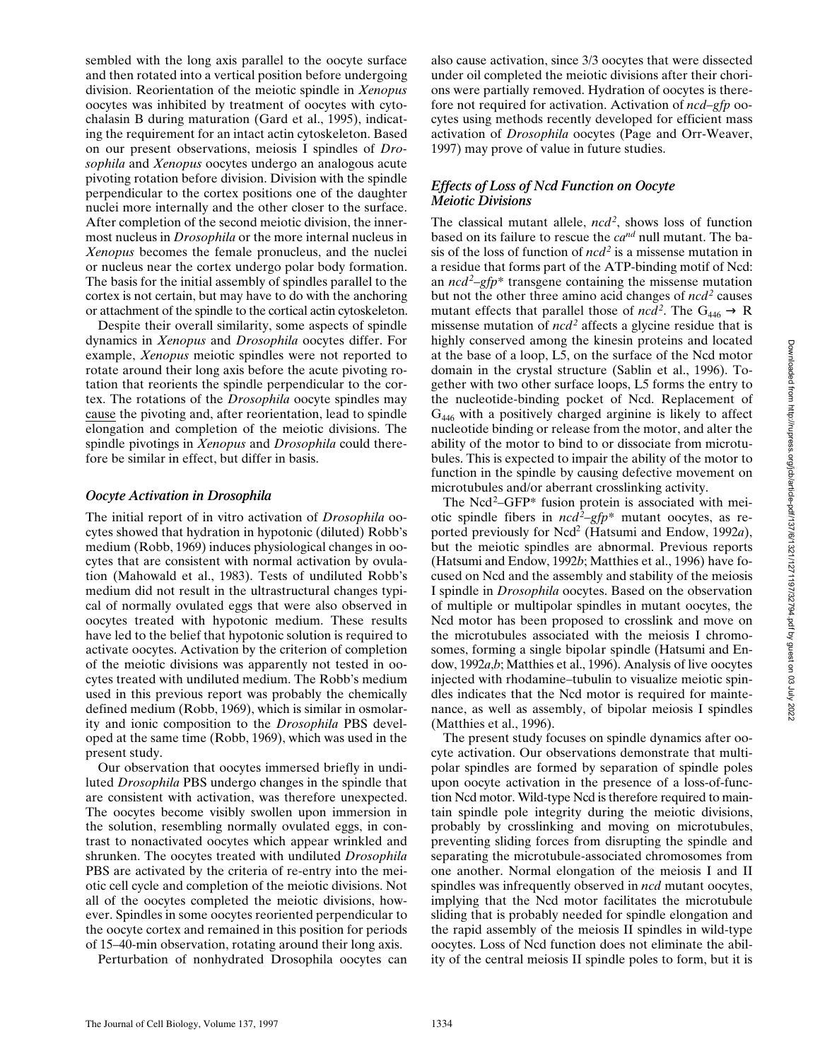sembled with the long axis parallel to the oocyte surface and then rotated into a vertical position before undergoing division. Reorientation of the meiotic spindle in *Xenopus* oocytes was inhibited by treatment of oocytes with cytochalasin B during maturation (Gard et al., 1995), indicating the requirement for an intact actin cytoskeleton. Based on our present observations, meiosis I spindles of *Drosophila* and *Xenopus* oocytes undergo an analogous acute pivoting rotation before division. Division with the spindle perpendicular to the cortex positions one of the daughter nuclei more internally and the other closer to the surface. After completion of the second meiotic division, the innermost nucleus in *Drosophila* or the more internal nucleus in *Xenopus* becomes the female pronucleus, and the nuclei or nucleus near the cortex undergo polar body formation. The basis for the initial assembly of spindles parallel to the cortex is not certain, but may have to do with the anchoring or attachment of the spindle to the cortical actin cytoskeleton.

Despite their overall similarity, some aspects of spindle dynamics in *Xenopus* and *Drosophila* oocytes differ. For example, *Xenopus* meiotic spindles were not reported to rotate around their long axis before the acute pivoting rotation that reorients the spindle perpendicular to the cortex. The rotations of the *Drosophila* oocyte spindles may cause the pivoting and, after reorientation, lead to spindle elongation and completion of the meiotic divisions. The spindle pivotings in *Xenopus* and *Drosophila* could therefore be similar in effect, but differ in basis.

### *Oocyte Activation in Drosophila*

The initial report of in vitro activation of *Drosophila* oocytes showed that hydration in hypotonic (diluted) Robb's medium (Robb, 1969) induces physiological changes in oocytes that are consistent with normal activation by ovulation (Mahowald et al., 1983). Tests of undiluted Robb's medium did not result in the ultrastructural changes typical of normally ovulated eggs that were also observed in oocytes treated with hypotonic medium. These results have led to the belief that hypotonic solution is required to activate oocytes. Activation by the criterion of completion of the meiotic divisions was apparently not tested in oocytes treated with undiluted medium. The Robb's medium used in this previous report was probably the chemically defined medium (Robb, 1969), which is similar in osmolarity and ionic composition to the *Drosophila* PBS developed at the same time (Robb, 1969), which was used in the present study.

Our observation that oocytes immersed briefly in undiluted *Drosophila* PBS undergo changes in the spindle that are consistent with activation, was therefore unexpected. The oocytes become visibly swollen upon immersion in the solution, resembling normally ovulated eggs, in contrast to nonactivated oocytes which appear wrinkled and shrunken. The oocytes treated with undiluted *Drosophila* PBS are activated by the criteria of re-entry into the meiotic cell cycle and completion of the meiotic divisions. Not all of the oocytes completed the meiotic divisions, however. Spindles in some oocytes reoriented perpendicular to the oocyte cortex and remained in this position for periods of 15–40-min observation, rotating around their long axis.

Perturbation of nonhydrated Drosophila oocytes can also cause activation, since 3/3 oocytes that were dissected under oil completed the meiotic divisions after their chorions were partially removed. Hydration of oocytes is therefore not required for activation. Activation of *ncd–gfp* oocytes using methods recently developed for efficient mass activation of *Drosophila* oocytes (Page and Orr-Weaver, 1997) may prove of value in future studies.

### *Effects of Loss of Ncd Function on Oocyte Meiotic Divisions*

The classical mutant allele, *ncd*[2], shows loss of function based on its failure to rescue the *ca*[nd] null mutant. The basis of the loss of function of *ncd*[2] is a missense mutation in a residue that forms part of the ATP-binding motif of Ncd: an *ncd*[2]*–gfp\** transgene containing the missense mutation but not the other three amino acid changes of *ncd*[2] causes mutant effects that parallel those of *ncd*[2]. The $G_{446} \rightarrow R$ missense mutation of *ncd*[2] affects a glycine residue that is highly conserved among the kinesin proteins and located at the base of a loop, L5, on the surface of the Ncd motor domain in the crystal structure (Sablin et al., 1996). Together with two other surface loops, L5 forms the entry to the nucleotide-binding pocket of Ncd. Replacement of $G_{446}$ with a positively charged arginine is likely to affect nucleotide binding or release from the motor, and alter the ability of the motor to bind to or dissociate from microtubules. This is expected to impair the ability of the motor to function in the spindle by causing defective movement on microtubules and/or aberrant crosslinking activity.

The Ncd[2]–GFP\* fusion protein is associated with meiotic spindle fibers in *ncd*[2]*–gfp\** mutant oocytes, as reported previously for Ncd[2] (Hatsumi and Endow, 1992*a*), but the meiotic spindles are abnormal. Previous reports (Hatsumi and Endow, 1992*b*; Matthies et al., 1996) have focused on Ncd and the assembly and stability of the meiosis I spindle in *Drosophila* oocytes. Based on the observation of multiple or multipolar spindles in mutant oocytes, the Ncd motor has been proposed to crosslink and move on the microtubules associated with the meiosis I chromosomes, forming a single bipolar spindle (Hatsumi and Endow, 1992*a*,*b*; Matthies et al., 1996). Analysis of live oocytes injected with rhodamine–tubulin to visualize meiotic spindles indicates that the Ncd motor is required for maintenance, as well as assembly, of bipolar meiosis I spindles (Matthies et al., 1996).

The present study focuses on spindle dynamics after oocyte activation. Our observations demonstrate that multipolar spindles are formed by separation of spindle poles upon oocyte activation in the presence of a loss-of-function Ncd motor. Wild-type Ncd is therefore required to maintain spindle pole integrity during the meiotic divisions, probably by crosslinking and moving on microtubules, preventing sliding forces from disrupting the spindle and separating the microtubule-associated chromosomes from one another. Normal elongation of the meiosis I and II spindles was infrequently observed in *ncd* mutant oocytes, implying that the Ncd motor facilitates the microtubule sliding that is probably needed for spindle elongation and the rapid assembly of the meiosis II spindles in wild-type oocytes. Loss of Ncd function does not eliminate the ability of the central meiosis II spindle poles to form, but it is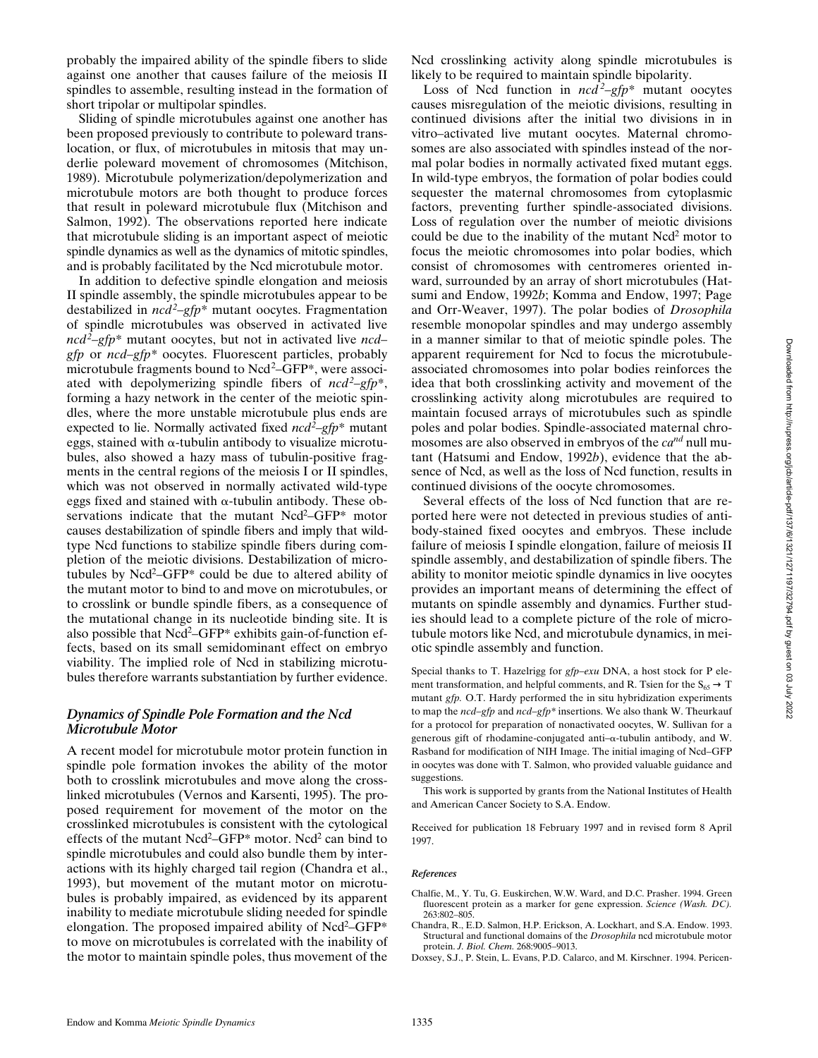probably the impaired ability of the spindle fibers to slide against one another that causes failure of the meiosis II spindles to assemble, resulting instead in the formation of short tripolar or multipolar spindles.

Sliding of spindle microtubules against one another has been proposed previously to contribute to poleward translocation, or flux, of microtubules in mitosis that may underlie poleward movement of chromosomes (Mitchison, 1989). Microtubule polymerization/depolymerization and microtubule motors are both thought to produce forces that result in poleward microtubule flux (Mitchison and Salmon, 1992). The observations reported here indicate that microtubule sliding is an important aspect of meiotic spindle dynamics as well as the dynamics of mitotic spindles, and is probably facilitated by the Ncd microtubule motor.

In addition to defective spindle elongation and meiosis II spindle assembly, the spindle microtubules appear to be destabilized in *ncd²–gfp\** mutant oocytes. Fragmentation of spindle microtubules was observed in activated live *ncd²–gfp\** mutant oocytes, but not in activated live *ncd–gfp* or *ncd–gfp\** oocytes. Fluorescent particles, probably microtubule fragments bound to Ncd²–GFP\*, were associated with depolymerizing spindle fibers of *ncd²–gfp\**, forming a hazy network in the center of the meiotic spindles, where the more unstable microtubule plus ends are expected to lie. Normally activated fixed *ncd²–gfp\** mutant eggs, stained with α-tubulin antibody to visualize microtubules, also showed a hazy mass of tubulin-positive fragments in the central regions of the meiosis I or II spindles, which was not observed in normally activated wild-type eggs fixed and stained with α-tubulin antibody. These observations indicate that the mutant Ncd²–GFP\* motor causes destabilization of spindle fibers and imply that wild-type Ncd functions to stabilize spindle fibers during completion of the meiotic divisions. Destabilization of microtubules by Ncd²–GFP\* could be due to altered ability of the mutant motor to bind to and move on microtubules, or to crosslink or bundle spindle fibers, as a consequence of the mutational change in its nucleotide binding site. It is also possible that Ncd²–GFP\* exhibits gain-of-function effects, based on its small semidominant effect on embryo viability. The implied role of Ncd in stabilizing microtubules therefore warrants substantiation by further evidence.

### *Dynamics of Spindle Pole Formation and the Ncd Microtubule Motor*

A recent model for microtubule motor protein function in spindle pole formation invokes the ability of the motor both to crosslink microtubules and move along the crosslinked microtubules (Vernos and Karsenti, 1995). The proposed requirement for movement of the motor on the crosslinked microtubules is consistent with the cytological effects of the mutant Ncd²–GFP\* motor. Ncd² can bind to spindle microtubules and could also bundle them by interactions with its highly charged tail region (Chandra et al., 1993), but movement of the mutant motor on microtubules is probably impaired, as evidenced by its apparent inability to mediate microtubule sliding needed for spindle elongation. The proposed impaired ability of Ncd²–GFP\* to move on microtubules is correlated with the inability of the motor to maintain spindle poles, thus movement of the Ncd crosslinking activity along spindle microtubules is likely to be required to maintain spindle bipolarity.

Loss of Ncd function in *ncd²–gfp\** mutant oocytes causes misregulation of the meiotic divisions, resulting in continued divisions after the initial two divisions in in vitro–activated live mutant oocytes. Maternal chromosomes are also associated with spindles instead of the normal polar bodies in normally activated fixed mutant eggs. In wild-type embryos, the formation of polar bodies could sequester the maternal chromosomes from cytoplasmic factors, preventing further spindle-associated divisions. Loss of regulation over the number of meiotic divisions could be due to the inability of the mutant Ncd² motor to focus the meiotic chromosomes into polar bodies, which consist of chromosomes with centromeres oriented inward, surrounded by an array of short microtubules (Hatsumi and Endow, 1992*b*; Komma and Endow, 1997; Page and Orr-Weaver, 1997). The polar bodies of *Drosophila* resemble monopolar spindles and may undergo assembly in a manner similar to that of meiotic spindle poles. The apparent requirement for Ncd to focus the microtubule-associated chromosomes into polar bodies reinforces the idea that both crosslinking activity and movement of the crosslinking activity along microtubules are required to maintain focused arrays of microtubules such as spindle poles and polar bodies. Spindle-associated maternal chromosomes are also observed in embryos of the *ca^nd* null mutant (Hatsumi and Endow, 1992*b*), evidence that the absence of Ncd, as well as the loss of Ncd function, results in continued divisions of the oocyte chromosomes.

Several effects of the loss of Ncd function that are reported here were not detected in previous studies of antibody-stained fixed oocytes and embryos. These include failure of meiosis I spindle elongation, failure of meiosis II spindle assembly, and destabilization of spindle fibers. The ability to monitor meiotic spindle dynamics in live oocytes provides an important means of determining the effect of mutants on spindle assembly and dynamics. Further studies should lead to a complete picture of the role of microtubule motors like Ncd, and microtubule dynamics, in meiotic spindle assembly and function.

Special thanks to T. Hazelrigg for *gfp–exu* DNA, a host stock for P element transformation, and helpful comments, and R. Tsien for the $S_{65} \rightarrow T$ mutant *gfp.* O.T. Hardy performed the in situ hybridization experiments to map the *ncd–gfp* and *ncd–gfp\** insertions. We also thank W. Theurkauf for a protocol for preparation of nonactivated oocytes, W. Sullivan for a generous gift of rhodamine-conjugated anti–α-tubulin antibody, and W. Rasband for modification of NIH Image. The initial imaging of Ncd–GFP in oocytes was done with T. Salmon, who provided valuable guidance and suggestions.

This work is supported by grants from the National Institutes of Health and American Cancer Society to S.A. Endow.

Received for publication 18 February 1997 and in revised form 8 April 1997.

#### *References*

Chalfie, M., Y. Tu, G. Euskirchen, W.W. Ward, and D.C. Prasher. 1994. Green fluorescent protein as a marker for gene expression. *Science (Wash. DC).* 263:802–805.

Chandra, R., E.D. Salmon, H.P. Erickson, A. Lockhart, and S.A. Endow. 1993. Structural and functional domains of the *Drosophila* ncd microtubule motor protein. *J. Biol. Chem.* 268:9005–9013.

Doxsey, S.J., P. Stein, L. Evans, P.D. Calarco, and M. Kirschner. 1994. Pericen-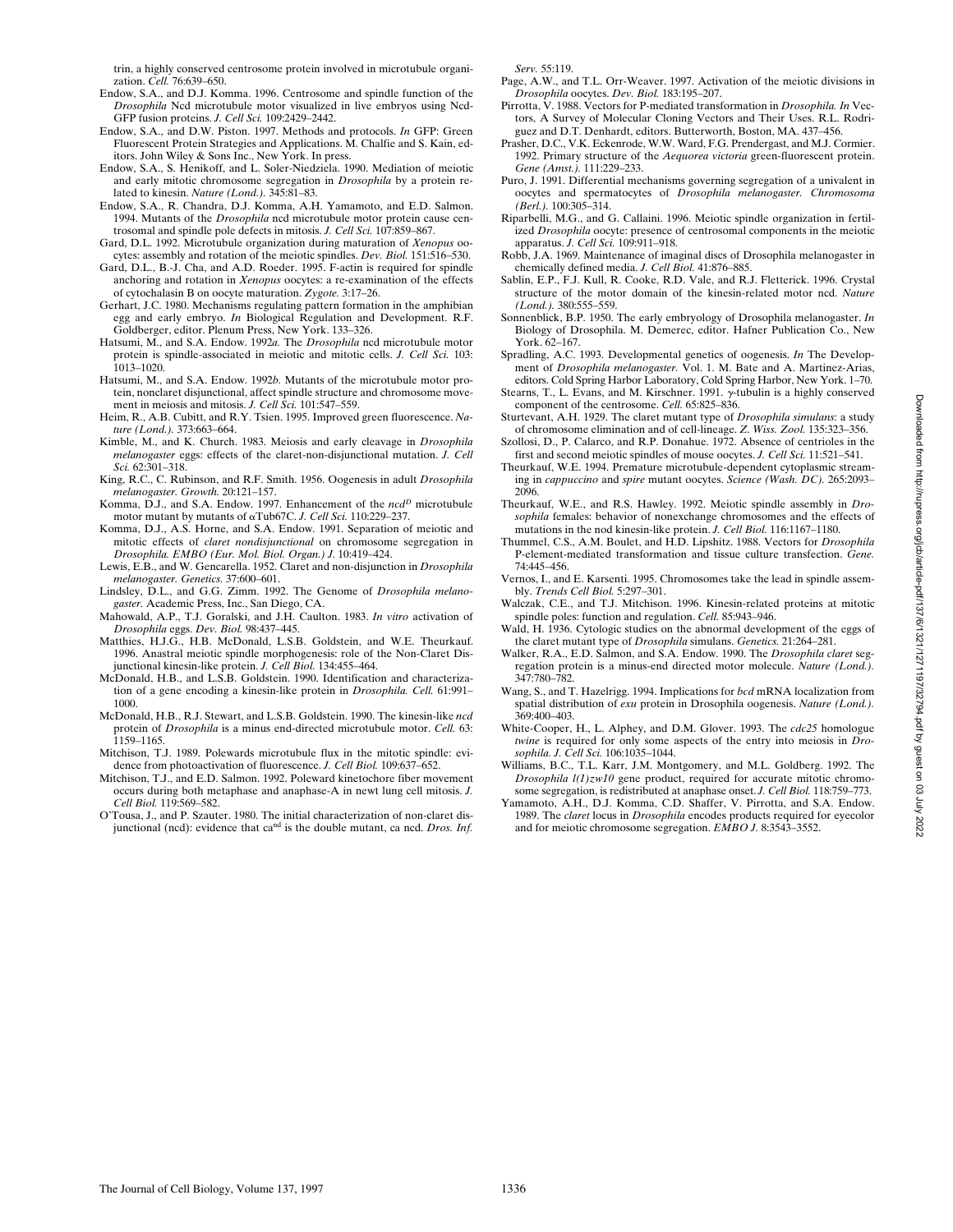trin, a highly conserved centrosome protein involved in microtubule organization. *Cell.* 76:639–650.

Endow, S.A., and D.J. Komma. 1996. Centrosome and spindle function of the *Drosophila* Ncd microtubule motor visualized in live embryos using Ncd-GFP fusion proteins. *J. Cell Sci.* 109:2429–2442.

Endow, S.A., and D.W. Piston. 1997. Methods and protocols. *In* GFP: Green Fluorescent Protein Strategies and Applications. M. Chalfie and S. Kain, editors. John Wiley & Sons Inc., New York. In press.

Endow, S.A., S. Henikoff, and L. Soler-Niedziela. 1990. Mediation of meiotic and early mitotic chromosome segregation in *Drosophila* by a protein related to kinesin. *Nature (Lond.).* 345:81–83.

Endow, S.A., R. Chandra, D.J. Komma, A.H. Yamamoto, and E.D. Salmon. 1994. Mutants of the *Drosophila* ncd microtubule motor protein cause centrosomal and spindle pole defects in mitosis. *J. Cell Sci.* 107:859–867.

Gard, D.L. 1992. Microtubule organization during maturation of *Xenopus* oocytes: assembly and rotation of the meiotic spindles. *Dev. Biol.* 151:516–530.

Gard, D.L., B.-J. Cha, and A.D. Roeder. 1995. F-actin is required for spindle anchoring and rotation in *Xenopus* oocytes: a re-examination of the effects of cytochalasin B on oocyte maturation. *Zygote.* 3:17–26.

Gerhart, J.C. 1980. Mechanisms regulating pattern formation in the amphibian egg and early embryo. *In* Biological Regulation and Development. R.F. Goldberger, editor. Plenum Press, New York. 133–326.

Hatsumi, M., and S.A. Endow. 1992*a.* The *Drosophila* ncd microtubule motor protein is spindle-associated in meiotic and mitotic cells. *J. Cell Sci.* 103: 1013–1020.

Hatsumi, M., and S.A. Endow. 1992*b.* Mutants of the microtubule motor protein, nonclaret disjunctional, affect spindle structure and chromosome movement in meiosis and mitosis. *J. Cell Sci.* 101:547–559.

Heim, R., A.B. Cubitt, and R.Y. Tsien. 1995. Improved green fluorescence. *Nature (Lond.).* 373:663–664.

Kimble, M., and K. Church. 1983. Meiosis and early cleavage in *Drosophila melanogaster* eggs: effects of the claret-non-disjunctional mutation. *J. Cell Sci.* 62:301–318.

King, R.C., C. Rubinson, and R.F. Smith. 1956. Oogenesis in adult *Drosophila melanogaster. Growth.* 20:121–157.

Komma, D.J., and S.A. Endow. 1997. Enhancement of the $ncd^D$ microtubule motor mutant by mutants of αTub67C. *J. Cell Sci.* 110:229–237.

Komma, D.J., A.S. Horne, and S.A. Endow. 1991. Separation of meiotic and mitotic effects of *claret nondisjunctional* on chromosome segregation in *Drosophila. EMBO (Eur. Mol. Biol. Organ.) J.* 10:419–424.

Lewis, E.B., and W. Gencarella. 1952. Claret and non-disjunction in *Drosophila melanogaster. Genetics.* 37:600–601.

Lindsley, D.L., and G.G. Zimm. 1992. The Genome of *Drosophila melanogaster.* Academic Press, Inc., San Diego, CA.

Mahowald, A.P., T.J. Goralski, and J.H. Caulton. 1983. *In vitro* activation of *Drosophila* eggs. *Dev. Biol.* 98:437–445.

Matthies, H.J.G., H.B. McDonald, L.S.B. Goldstein, and W.E. Theurkauf. 1996. Anastral meiotic spindle morphogenesis: role of the Non-Claret Disjunctional kinesin-like protein. *J. Cell Biol.* 134:455–464.

McDonald, H.B., and L.S.B. Goldstein. 1990. Identification and characterization of a gene encoding a kinesin-like protein in *Drosophila. Cell.* 61:991–1000.

McDonald, H.B., R.J. Stewart, and L.S.B. Goldstein. 1990. The kinesin-like *ncd* protein of *Drosophila* is a minus end-directed microtubule motor. *Cell.* 63: 1159–1165.

Mitchison, T.J. 1989. Polewards microtubule flux in the mitotic spindle: evidence from photoactivation of fluorescence. *J. Cell Biol.* 109:637–652.

Mitchison, T.J., and E.D. Salmon. 1992. Poleward kinetochore fiber movement occurs during both metaphase and anaphase-A in newt lung cell mitosis. *J. Cell Biol.* 119:569–582.

O'Tousa, J., and P. Szauter. 1980. The initial characterization of non-claret disjunctional (ncd): evidence that $ca^{nd}$ is the double mutant, ca ncd. *Dros. Inf. Serv.* 55:119.

Page, A.W., and T.L. Orr-Weaver. 1997. Activation of the meiotic divisions in *Drosophila* oocytes. *Dev. Biol.* 183:195–207.

Pirrotta, V. 1988. Vectors for P-mediated transformation in *Drosophila. In* Vectors, A Survey of Molecular Cloning Vectors and Their Uses. R.L. Rodriguez and D.T. Denhardt, editors. Butterworth, Boston, MA. 437–456.

Prasher, D.C., V.K. Eckenrode, W.W. Ward, F.G. Prendergast, and M.J. Cormier. 1992. Primary structure of the *Aequorea victoria* green-fluorescent protein. *Gene (Amst.).* 111:229–233.

Puro, J. 1991. Differential mechanisms governing segregation of a univalent in oocytes and spermatocytes of *Drosophila melanogaster. Chromosoma (Berl.).* 100:305–314.

Riparbelli, M.G., and G. Callaini. 1996. Meiotic spindle organization in fertilized *Drosophila* oocyte: presence of centrosomal components in the meiotic apparatus. *J. Cell Sci.* 109:911–918.

Robb, J.A. 1969. Maintenance of imaginal discs of Drosophila melanogaster in chemically defined media. *J. Cell Biol.* 41:876–885.

Sablin, E.P., F.J. Kull, R. Cooke, R.D. Vale, and R.J. Fletterick. 1996. Crystal structure of the motor domain of the kinesin-related motor ncd. *Nature (Lond.).* 380:555–559.

Sonnenblick, B.P. 1950. The early embryology of Drosophila melanogaster. *In* Biology of Drosophila. M. Demerec, editor. Hafner Publication Co., New York. 62–167.

Spradling, A.C. 1993. Developmental genetics of oogenesis. *In* The Development of *Drosophila melanogaster.* Vol. 1. M. Bate and A. Martinez-Arias, editors. Cold Spring Harbor Laboratory, Cold Spring Harbor, New York. 1–70.

Stearns, T., L. Evans, and M. Kirschner. 1991. γ-tubulin is a highly conserved component of the centrosome. *Cell.* 65:825–836.

Sturtevant, A.H. 1929. The claret mutant type of *Drosophila simulans*: a study of chromosome elimination and of cell-lineage. *Z. Wiss. Zool.* 135:323–356.

Szollosi, D., P. Calarco, and R.P. Donahue. 1972. Absence of centrioles in the first and second meiotic spindles of mouse oocytes. *J. Cell Sci.* 11:521–541.

Theurkauf, W.E. 1994. Premature microtubule-dependent cytoplasmic streaming in *cappuccino* and *spire* mutant oocytes. *Science (Wash. DC).* 265:2093–2096.

Theurkauf, W.E., and R.S. Hawley. 1992. Meiotic spindle assembly in *Drosophila* females: behavior of nonexchange chromosomes and the effects of mutations in the nod kinesin-like protein. *J. Cell Biol.* 116:1167–1180.

Thummel, C.S., A.M. Boulet, and H.D. Lipshitz. 1988. Vectors for *Drosophila* P-element-mediated transformation and tissue culture transfection. *Gene.* 74:445–456.

Vernos, I., and E. Karsenti. 1995. Chromosomes take the lead in spindle assembly. *Trends Cell Biol.* 5:297–301.

Walczak, C.E., and T.J. Mitchison. 1996. Kinesin-related proteins at mitotic spindle poles: function and regulation. *Cell.* 85:943–946.

Wald, H. 1936. Cytologic studies on the abnormal development of the eggs of the claret mutant type of *Drosophila* simulans. *Genetics.* 21:264–281.

Walker, R.A., E.D. Salmon, and S.A. Endow. 1990. The *Drosophila claret* segregation protein is a minus-end directed motor molecule. *Nature (Lond.).* 347:780–782.

Wang, S., and T. Hazelrigg. 1994. Implications for *bcd* mRNA localization from spatial distribution of *exu* protein in Drosophila oogenesis. *Nature (Lond.).* 369:400–403.

White-Cooper, H., L. Alphey, and D.M. Glover. 1993. The *cdc25* homologue *twine* is required for only some aspects of the entry into meiosis in *Drosophila. J. Cell Sci.* 106:1035–1044.

Williams, B.C., T.L. Karr, J.M. Montgomery, and M.L. Goldberg. 1992. The *Drosophila l(1)zw10* gene product, required for accurate mitotic chromosome segregation, is redistributed at anaphase onset. *J. Cell Biol.* 118:759–773.

Yamamoto, A.H., D.J. Komma, C.D. Shaffer, V. Pirrotta, and S.A. Endow. 1989. The *claret* locus in *Drosophila* encodes products required for eyecolor and for meiotic chromosome segregation. *EMBO J.* 8:3543–3552.